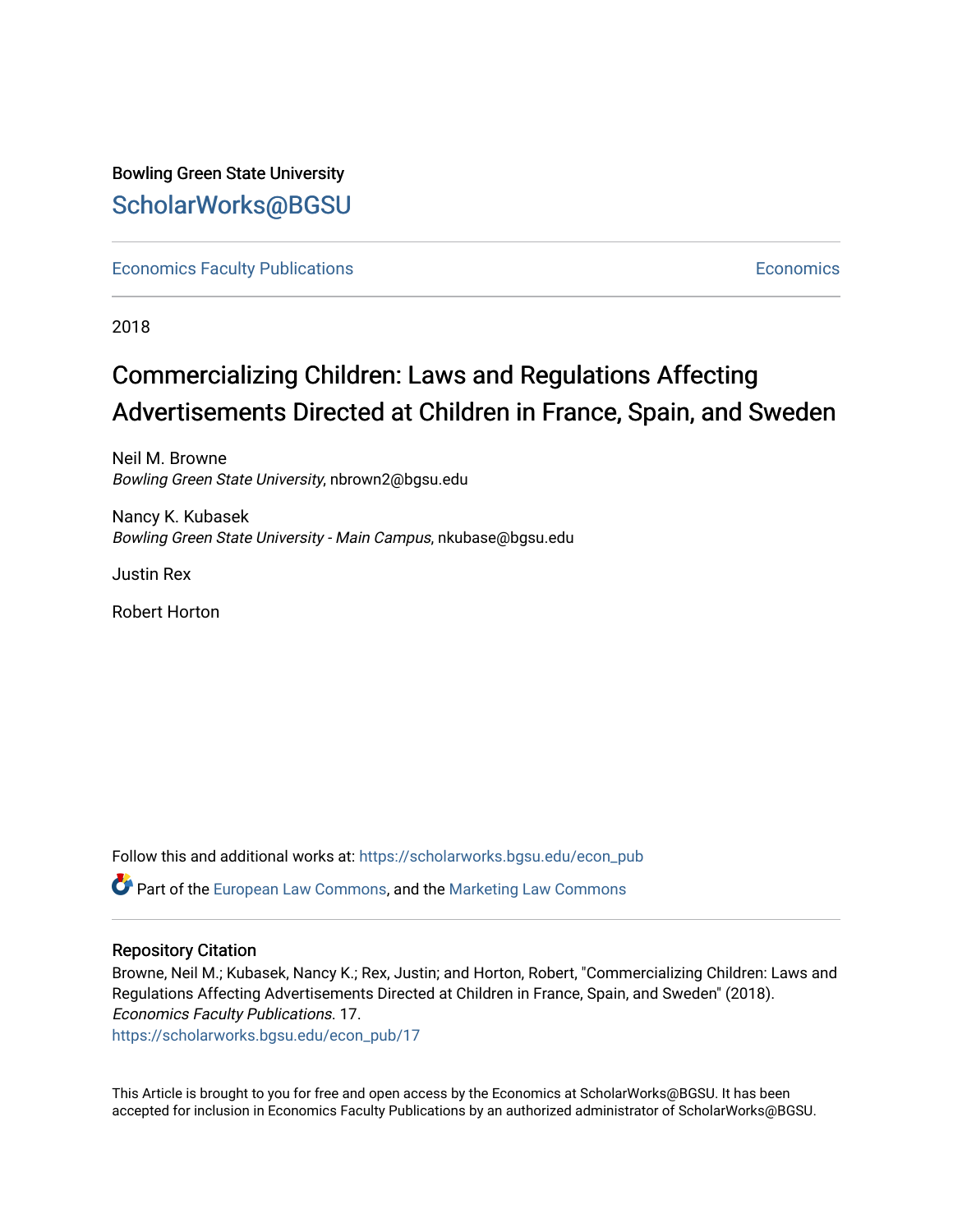Bowling Green State University

# ScholarWorks@BGSU

Economics Faculty Publications | Economics

2018

# Commercializing Children: Laws and Regulations Affecting Advertisements Directed at Children in France, Spain, and Sweden

Neil M. Browne
*Bowling Green State University*, nbrown2@bgsu.edu

Nancy K. Kubasek
*Bowling Green State University - Main Campus*, nkubase@bgsu.edu

Justin Rex

Robert Horton

Follow this and additional works at: https://scholarworks.bgsu.edu/econ_pub

Part of the European Law Commons, and the Marketing Law Commons

## Repository Citation

Browne, Neil M.; Kubasek, Nancy K.; Rex, Justin; and Horton, Robert, "Commercializing Children: Laws and Regulations Affecting Advertisements Directed at Children in France, Spain, and Sweden" (2018). *Economics Faculty Publications*. 17.
https://scholarworks.bgsu.edu/econ_pub/17

This Article is brought to you for free and open access by the Economics at ScholarWorks@BGSU. It has been accepted for inclusion in Economics Faculty Publications by an authorized administrator of ScholarWorks@BGSU.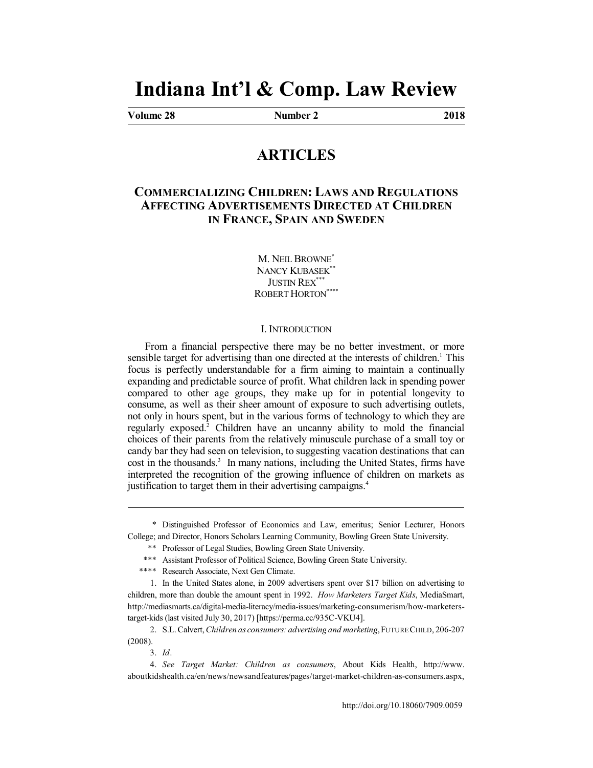# Indiana Int'l & Comp. Law Review

**Volume 28** **Number 2** **2018**

## ARTICLES

### COMMERCIALIZING CHILDREN: LAWS AND REGULATIONS AFFECTING ADVERTISEMENTS DIRECTED AT CHILDREN IN FRANCE, SPAIN AND SWEDEN

M. NEIL BROWNE*
NANCY KUBASEK**
JUSTIN REX***
ROBERT HORTON****

I. INTRODUCTION

From a financial perspective there may be no better investment, or more sensible target for advertising than one directed at the interests of children.[1] This focus is perfectly understandable for a firm aiming to maintain a continually expanding and predictable source of profit. What children lack in spending power compared to other age groups, they make up for in potential longevity to consume, as well as their sheer amount of exposure to such advertising outlets, not only in hours spent, but in the various forms of technology to which they are regularly exposed.[2] Children have an uncanny ability to mold the financial choices of their parents from the relatively minuscule purchase of a small toy or candy bar they had seen on television, to suggesting vacation destinations that can cost in the thousands.[3] In many nations, including the United States, firms have interpreted the recognition of the growing influence of children on markets as justification to target them in their advertising campaigns.[4]

---

\* Distinguished Professor of Economics and Law, emeritus; Senior Lecturer, Honors College; and Director, Honors Scholars Learning Community, Bowling Green State University.

\*\* Professor of Legal Studies, Bowling Green State University.

\*\*\* Assistant Professor of Political Science, Bowling Green State University.

\*\*\*\* Research Associate, Next Gen Climate.

1. In the United States alone, in 2009 advertisers spent over $17 billion on advertising to children, more than double the amount spent in 1992. *How Marketers Target Kids*, MediaSmart, http://mediasmarts.ca/digital-media-literacy/media-issues/marketing-consumerism/how-marketers-target-kids (last visited July 30, 2017) [https://perma.cc/935C-VKU4].

2. S.L. Calvert, *Children as consumers: advertising and marketing*, FUTURE CHILD, 206-207 (2008).

3. *Id*.

4. *See Target Market: Children as consumers*, About Kids Health, http://www.aboutkidshealth.ca/en/news/newsandfeatures/pages/target-market-children-as-consumers.aspx,

http://doi.org/10.18060/7909.0059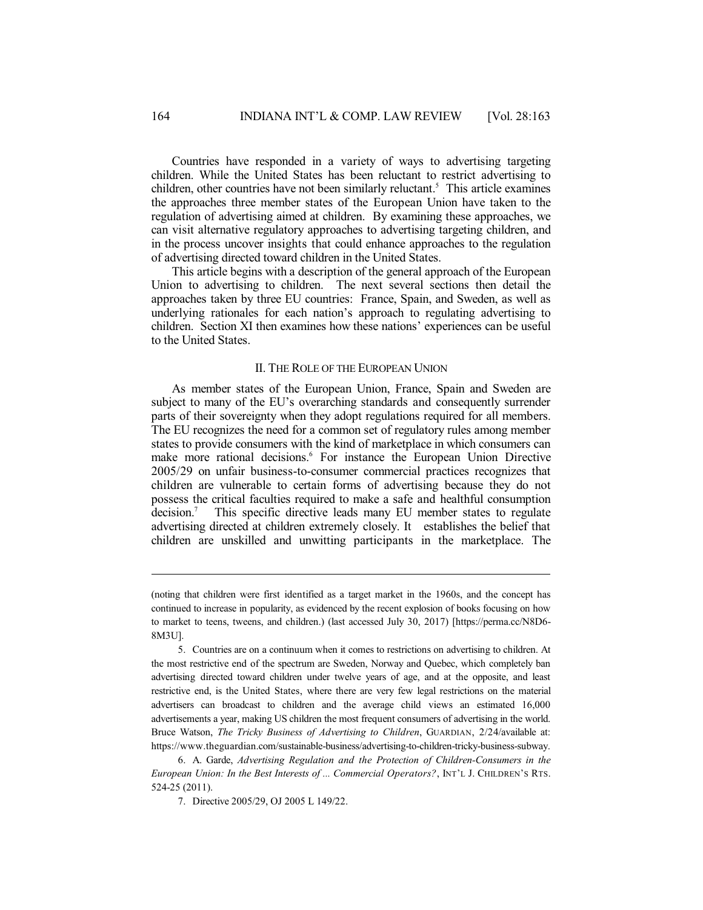Countries have responded in a variety of ways to advertising targeting children. While the United States has been reluctant to restrict advertising to children, other countries have not been similarly reluctant.[5] This article examines the approaches three member states of the European Union have taken to the regulation of advertising aimed at children. By examining these approaches, we can visit alternative regulatory approaches to advertising targeting children, and in the process uncover insights that could enhance approaches to the regulation of advertising directed toward children in the United States.

This article begins with a description of the general approach of the European Union to advertising to children. The next several sections then detail the approaches taken by three EU countries: France, Spain, and Sweden, as well as underlying rationales for each nation's approach to regulating advertising to children. Section XI then examines how these nations' experiences can be useful to the United States.

## II. THE ROLE OF THE EUROPEAN UNION

As member states of the European Union, France, Spain and Sweden are subject to many of the EU's overarching standards and consequently surrender parts of their sovereignty when they adopt regulations required for all members. The EU recognizes the need for a common set of regulatory rules among member states to provide consumers with the kind of marketplace in which consumers can make more rational decisions.[6] For instance the European Union Directive 2005/29 on unfair business-to-consumer commercial practices recognizes that children are vulnerable to certain forms of advertising because they do not possess the critical faculties required to make a safe and healthful consumption decision.[7] This specific directive leads many EU member states to regulate advertising directed at children extremely closely. It establishes the belief that children are unskilled and unwitting participants in the marketplace. The

---

(noting that children were first identified as a target market in the 1960s, and the concept has continued to increase in popularity, as evidenced by the recent explosion of books focusing on how to market to teens, tweens, and children.) (last accessed July 30, 2017) [https://perma.cc/N8D6-8M3U].

5. Countries are on a continuum when it comes to restrictions on advertising to children. At the most restrictive end of the spectrum are Sweden, Norway and Quebec, which completely ban advertising directed toward children under twelve years of age, and at the opposite, and least restrictive end, is the United States, where there are very few legal restrictions on the material advertisers can broadcast to children and the average child views an estimated 16,000 advertisements a year, making US children the most frequent consumers of advertising in the world. Bruce Watson, *The Tricky Business of Advertising to Children*, GUARDIAN, 2/24/available at: https://www.theguardian.com/sustainable-business/advertising-to-children-tricky-business-subway.

6. A. Garde, *Advertising Regulation and the Protection of Children-Consumers in the European Union: In the Best Interests of ... Commercial Operators?*, INT'L J. CHILDREN'S RTS. 524-25 (2011).

7. Directive 2005/29, OJ 2005 L 149/22.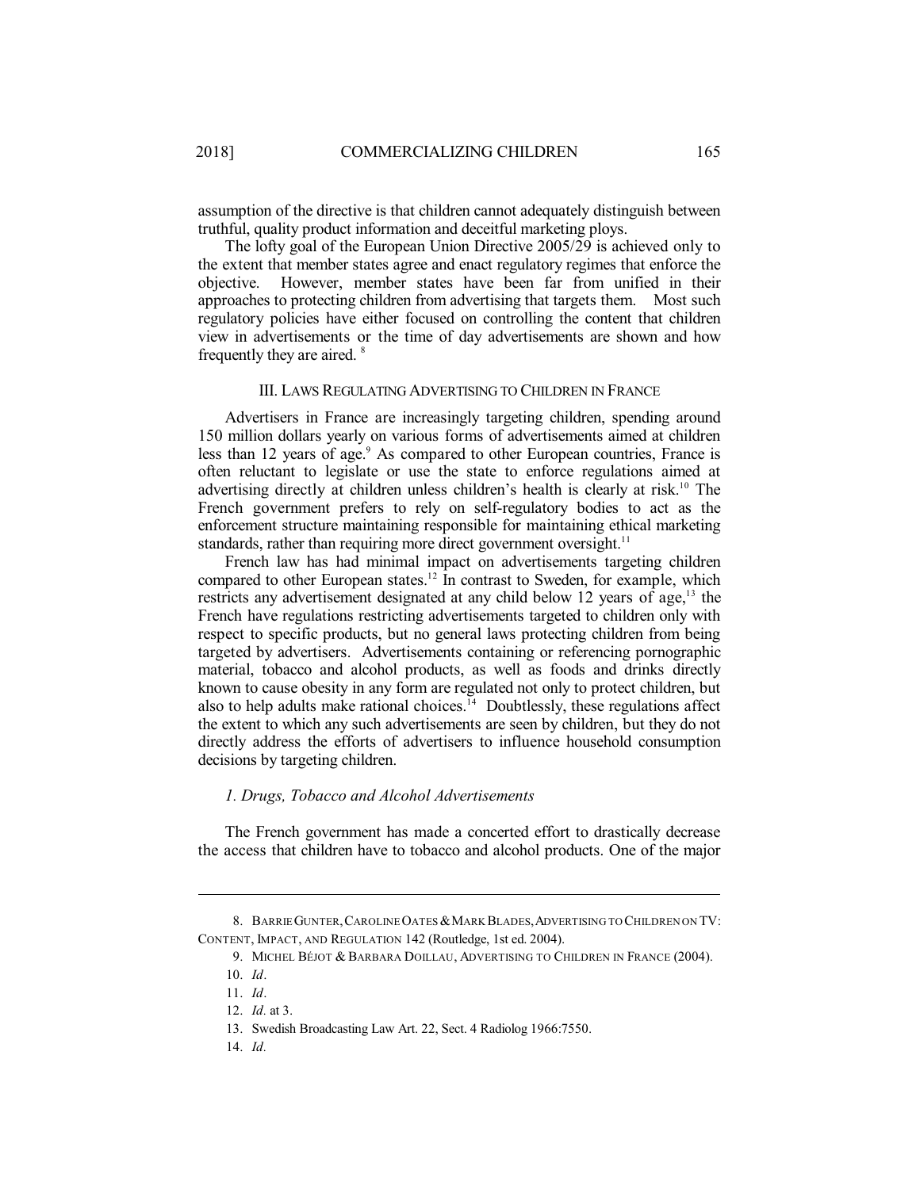assumption of the directive is that children cannot adequately distinguish between truthful, quality product information and deceitful marketing ploys.

The lofty goal of the European Union Directive 2005/29 is achieved only to the extent that member states agree and enact regulatory regimes that enforce the objective. However, member states have been far from unified in their approaches to protecting children from advertising that targets them. Most such regulatory policies have either focused on controlling the content that children view in advertisements or the time of day advertisements are shown and how frequently they are aired. [8]

## III. LAWS REGULATING ADVERTISING TO CHILDREN IN FRANCE

Advertisers in France are increasingly targeting children, spending around 150 million dollars yearly on various forms of advertisements aimed at children less than 12 years of age.[9] As compared to other European countries, France is often reluctant to legislate or use the state to enforce regulations aimed at advertising directly at children unless children's health is clearly at risk.[10] The French government prefers to rely on self-regulatory bodies to act as the enforcement structure maintaining responsible for maintaining ethical marketing standards, rather than requiring more direct government oversight.[11]

French law has had minimal impact on advertisements targeting children compared to other European states.[12] In contrast to Sweden, for example, which restricts any advertisement designated at any child below 12 years of age,[13] the French have regulations restricting advertisements targeted to children only with respect to specific products, but no general laws protecting children from being targeted by advertisers. Advertisements containing or referencing pornographic material, tobacco and alcohol products, as well as foods and drinks directly known to cause obesity in any form are regulated not only to protect children, but also to help adults make rational choices.[14] Doubtlessly, these regulations affect the extent to which any such advertisements are seen by children, but they do not directly address the efforts of advertisers to influence household consumption decisions by targeting children.

### *1. Drugs, Tobacco and Alcohol Advertisements*

The French government has made a concerted effort to drastically decrease the access that children have to tobacco and alcohol products. One of the major

---

8. BARRIE GUNTER, CAROLINE OATES & MARK BLADES, ADVERTISING TO CHILDREN ON TV: CONTENT, IMPACT, AND REGULATION 142 (Routledge, 1st ed. 2004).

9. MICHEL BÉJOT & BARBARA DOILLAU, ADVERTISING TO CHILDREN IN FRANCE (2004).

10. *Id*.

11. *Id*.

12. *Id*. at 3.

13. Swedish Broadcasting Law Art. 22, Sect. 4 Radiolog 1966:7550.

14. *Id*.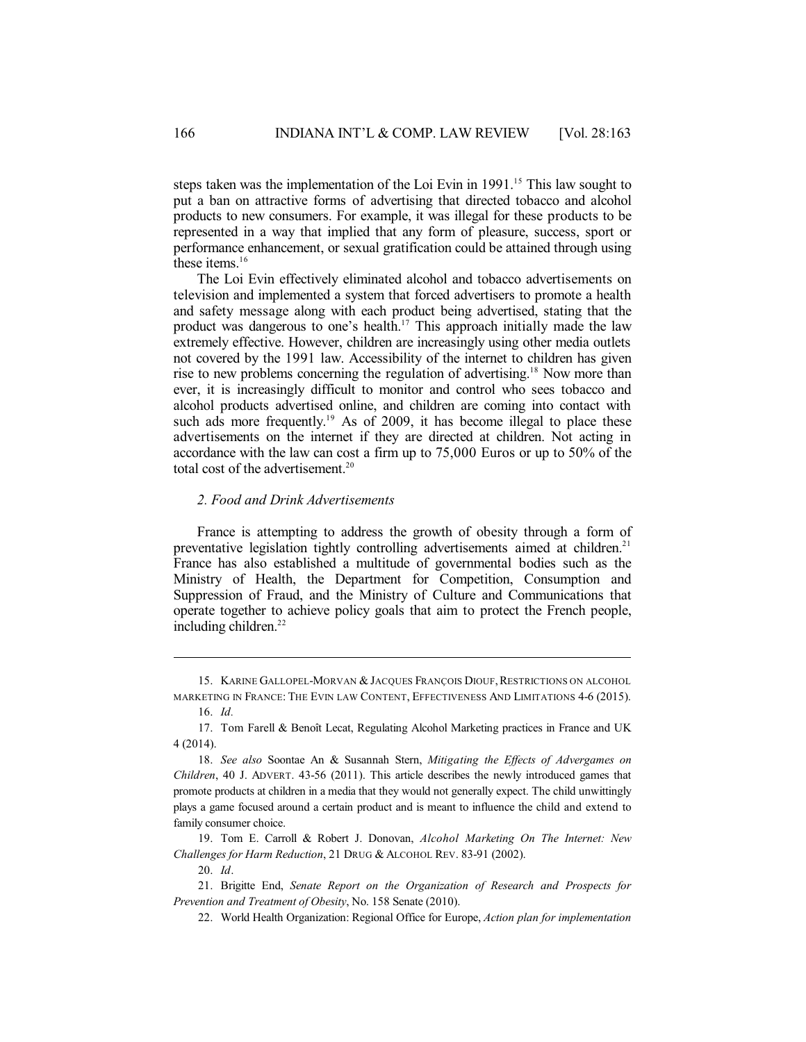steps taken was the implementation of the Loi Evin in 1991.[15] This law sought to put a ban on attractive forms of advertising that directed tobacco and alcohol products to new consumers. For example, it was illegal for these products to be represented in a way that implied that any form of pleasure, success, sport or performance enhancement, or sexual gratification could be attained through using these items.[16]

The Loi Evin effectively eliminated alcohol and tobacco advertisements on television and implemented a system that forced advertisers to promote a health and safety message along with each product being advertised, stating that the product was dangerous to one's health.[17] This approach initially made the law extremely effective. However, children are increasingly using other media outlets not covered by the 1991 law. Accessibility of the internet to children has given rise to new problems concerning the regulation of advertising.[18] Now more than ever, it is increasingly difficult to monitor and control who sees tobacco and alcohol products advertised online, and children are coming into contact with such ads more frequently.[19] As of 2009, it has become illegal to place these advertisements on the internet if they are directed at children. Not acting in accordance with the law can cost a firm up to 75,000 Euros or up to 50% of the total cost of the advertisement.[20]

### *2. Food and Drink Advertisements*

France is attempting to address the growth of obesity through a form of preventative legislation tightly controlling advertisements aimed at children.[21] France has also established a multitude of governmental bodies such as the Ministry of Health, the Department for Competition, Consumption and Suppression of Fraud, and the Ministry of Culture and Communications that operate together to achieve policy goals that aim to protect the French people, including children.[22]

---

15. KARINE GALLOPEL-MORVAN & JACQUES FRANÇOIS DIOUF, RESTRICTIONS ON ALCOHOL MARKETING IN FRANCE: THE EVIN LAW CONTENT, EFFECTIVENESS AND LIMITATIONS 4-6 (2015).

16. *Id.*

17. Tom Farell & Benoît Lecat, Regulating Alcohol Marketing practices in France and UK 4 (2014).

18. *See also* Soontae An & Susannah Stern, *Mitigating the Effects of Advergames on Children*, 40 J. ADVERT. 43-56 (2011). This article describes the newly introduced games that promote products at children in a media that they would not generally expect. The child unwittingly plays a game focused around a certain product and is meant to influence the child and extend to family consumer choice.

19. Tom E. Carroll & Robert J. Donovan, *Alcohol Marketing On The Internet: New Challenges for Harm Reduction*, 21 DRUG & ALCOHOL REV. 83-91 (2002).

20. *Id*.

21. Brigitte End, *Senate Report on the Organization of Research and Prospects for Prevention and Treatment of Obesity*, No. 158 Senate (2010).

22. World Health Organization: Regional Office for Europe, *Action plan for implementation*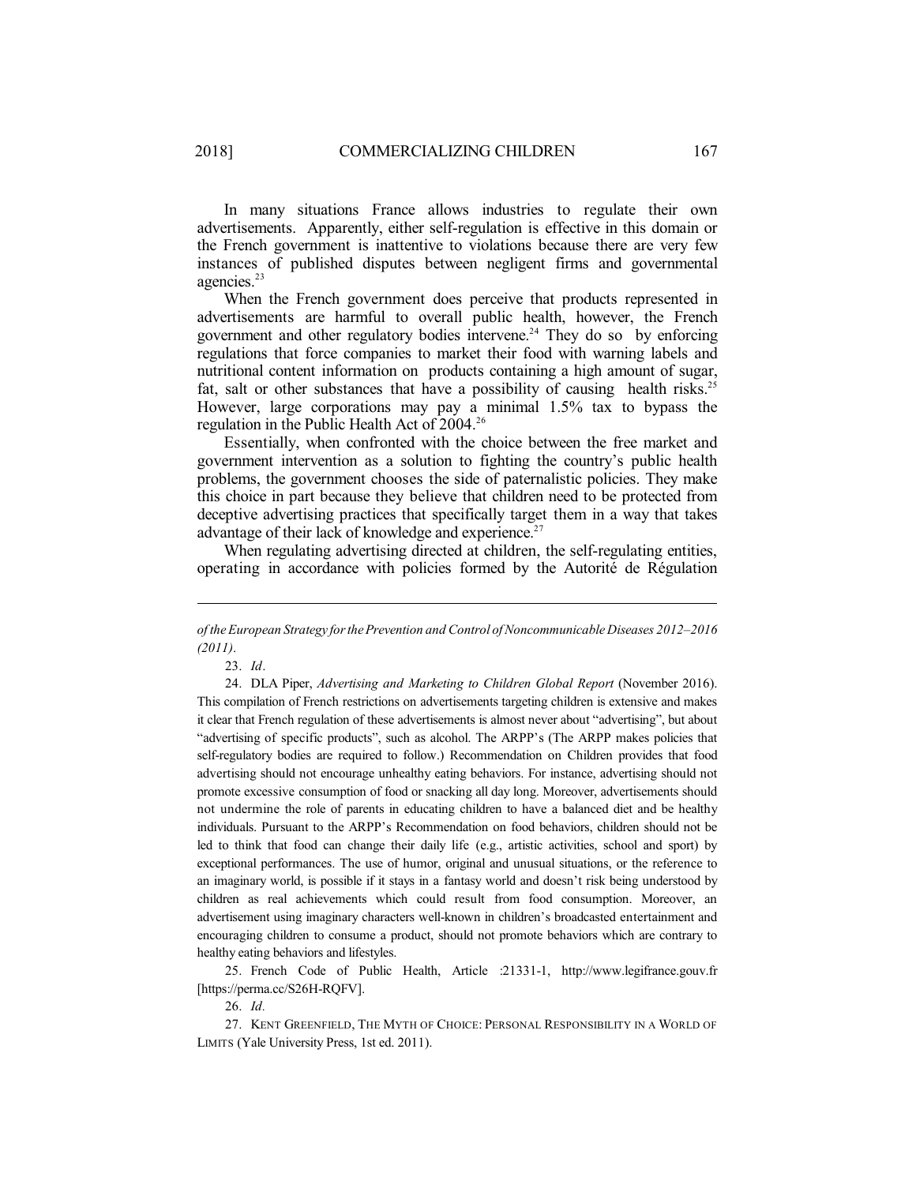In many situations France allows industries to regulate their own advertisements. Apparently, either self-regulation is effective in this domain or the French government is inattentive to violations because there are very few instances of published disputes between negligent firms and governmental agencies.[23]

When the French government does perceive that products represented in advertisements are harmful to overall public health, however, the French government and other regulatory bodies intervene.[24] They do so by enforcing regulations that force companies to market their food with warning labels and nutritional content information on products containing a high amount of sugar, fat, salt or other substances that have a possibility of causing health risks.[25] However, large corporations may pay a minimal 1.5% tax to bypass the regulation in the Public Health Act of 2004.[26]

Essentially, when confronted with the choice between the free market and government intervention as a solution to fighting the country's public health problems, the government chooses the side of paternalistic policies. They make this choice in part because they believe that children need to be protected from deceptive advertising practices that specifically target them in a way that takes advantage of their lack of knowledge and experience.[27]

When regulating advertising directed at children, the self-regulating entities, operating in accordance with policies formed by the Autorité de Régulation

---

*of the European Strategy for the Prevention and Control of Noncommunicable Diseases 2012–2016 (2011)*.

23. *Id*.

24. DLA Piper, *Advertising and Marketing to Children Global Report* (November 2016). This compilation of French restrictions on advertisements targeting children is extensive and makes it clear that French regulation of these advertisements is almost never about "advertising", but about "advertising of specific products", such as alcohol. The ARPP's (The ARPP makes policies that self-regulatory bodies are required to follow.) Recommendation on Children provides that food advertising should not encourage unhealthy eating behaviors. For instance, advertising should not promote excessive consumption of food or snacking all day long. Moreover, advertisements should not undermine the role of parents in educating children to have a balanced diet and be healthy individuals. Pursuant to the ARPP's Recommendation on food behaviors, children should not be led to think that food can change their daily life (e.g., artistic activities, school and sport) by exceptional performances. The use of humor, original and unusual situations, or the reference to an imaginary world, is possible if it stays in a fantasy world and doesn't risk being understood by children as real achievements which could result from food consumption. Moreover, an advertisement using imaginary characters well-known in children's broadcasted entertainment and encouraging children to consume a product, should not promote behaviors which are contrary to healthy eating behaviors and lifestyles.

25. French Code of Public Health, Article :21331-1, http://www.legifrance.gouv.fr [https://perma.cc/S26H-RQFV].

26. *Id*.

27. KENT GREENFIELD, THE MYTH OF CHOICE: PERSONAL RESPONSIBILITY IN A WORLD OF LIMITS (Yale University Press, 1st ed. 2011).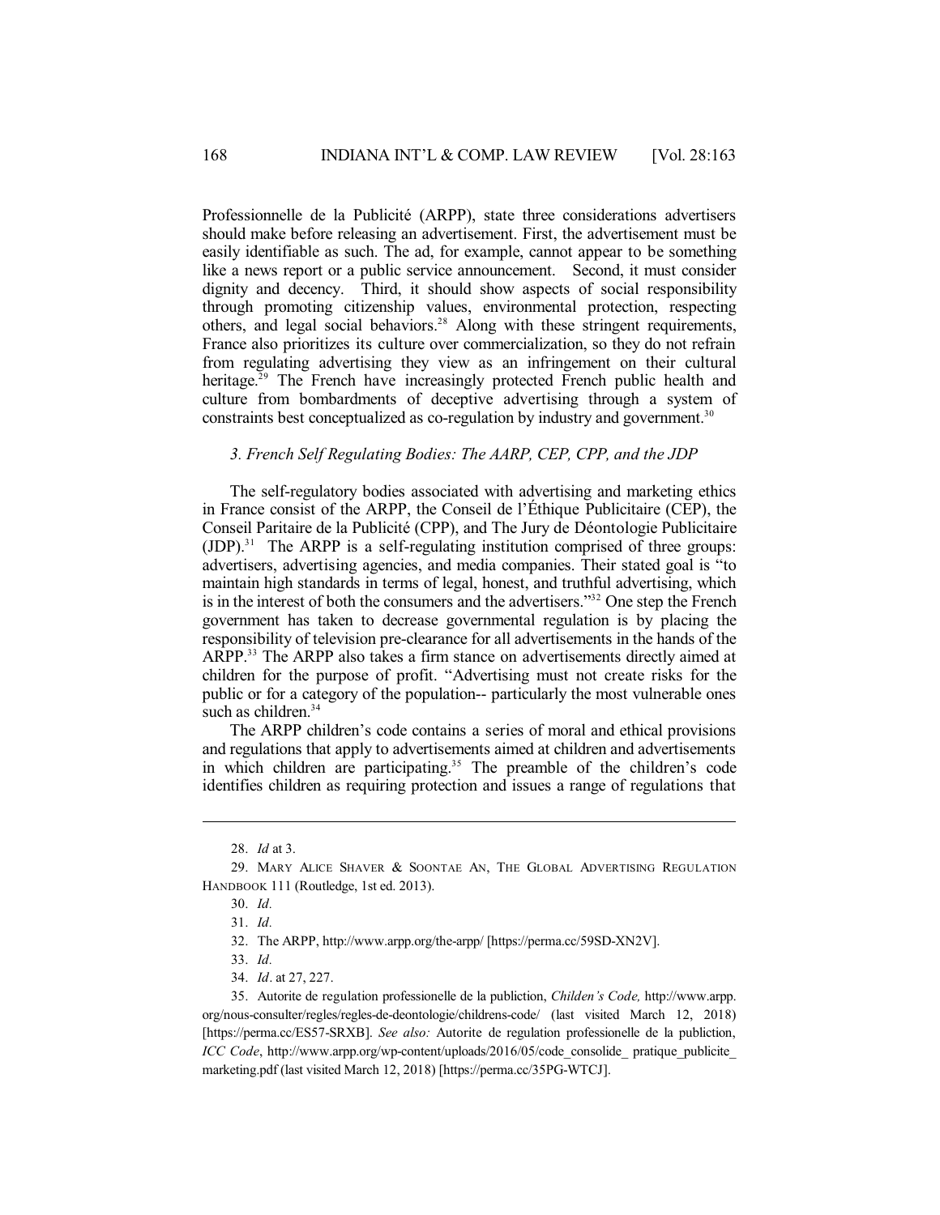Professionnelle de la Publicité (ARPP), state three considerations advertisers should make before releasing an advertisement. First, the advertisement must be easily identifiable as such. The ad, for example, cannot appear to be something like a news report or a public service announcement. Second, it must consider dignity and decency. Third, it should show aspects of social responsibility through promoting citizenship values, environmental protection, respecting others, and legal social behaviors.[28] Along with these stringent requirements, France also prioritizes its culture over commercialization, so they do not refrain from regulating advertising they view as an infringement on their cultural heritage.[29] The French have increasingly protected French public health and culture from bombardments of deceptive advertising through a system of constraints best conceptualized as co-regulation by industry and government.[30]

### *3. French Self Regulating Bodies: The AARP, CEP, CPP, and the JDP*

The self-regulatory bodies associated with advertising and marketing ethics in France consist of the ARPP, the Conseil de l'Éthique Publicitaire (CEP), the Conseil Paritaire de la Publicité (CPP), and The Jury de Déontologie Publicitaire (JDP).[31] The ARPP is a self-regulating institution comprised of three groups: advertisers, advertising agencies, and media companies. Their stated goal is "to maintain high standards in terms of legal, honest, and truthful advertising, which is in the interest of both the consumers and the advertisers."[32] One step the French government has taken to decrease governmental regulation is by placing the responsibility of television pre-clearance for all advertisements in the hands of the ARPP.[33] The ARPP also takes a firm stance on advertisements directly aimed at children for the purpose of profit. "Advertising must not create risks for the public or for a category of the population-- particularly the most vulnerable ones such as children.[34]

The ARPP children's code contains a series of moral and ethical provisions and regulations that apply to advertisements aimed at children and advertisements in which children are participating.[35] The preamble of the children's code identifies children as requiring protection and issues a range of regulations that

---

28. *Id* at 3.

29. MARY ALICE SHAVER & SOONTAE AN, THE GLOBAL ADVERTISING REGULATION HANDBOOK 111 (Routledge, 1st ed. 2013).

30. *Id.*

31. *Id.*

32. The ARPP, http://www.arpp.org/the-arpp/ [https://perma.cc/59SD-XN2V].

33. *Id.*

34. *Id*. at 27, 227.

35. Autorite de regulation professionelle de la publiction, *Childen's Code,* http://www.arpp.org/nous-consulter/regles/regles-de-deontologie/childrens-code/ (last visited March 12, 2018) [https://perma.cc/ES57-SRXB]. *See also:* Autorite de regulation professionelle de la publiction, *ICC Code*, http://www.arpp.org/wp-content/uploads/2016/05/code_consolide_ pratique_publicite_ marketing.pdf (last visited March 12, 2018) [https://perma.cc/35PG-WTCJ].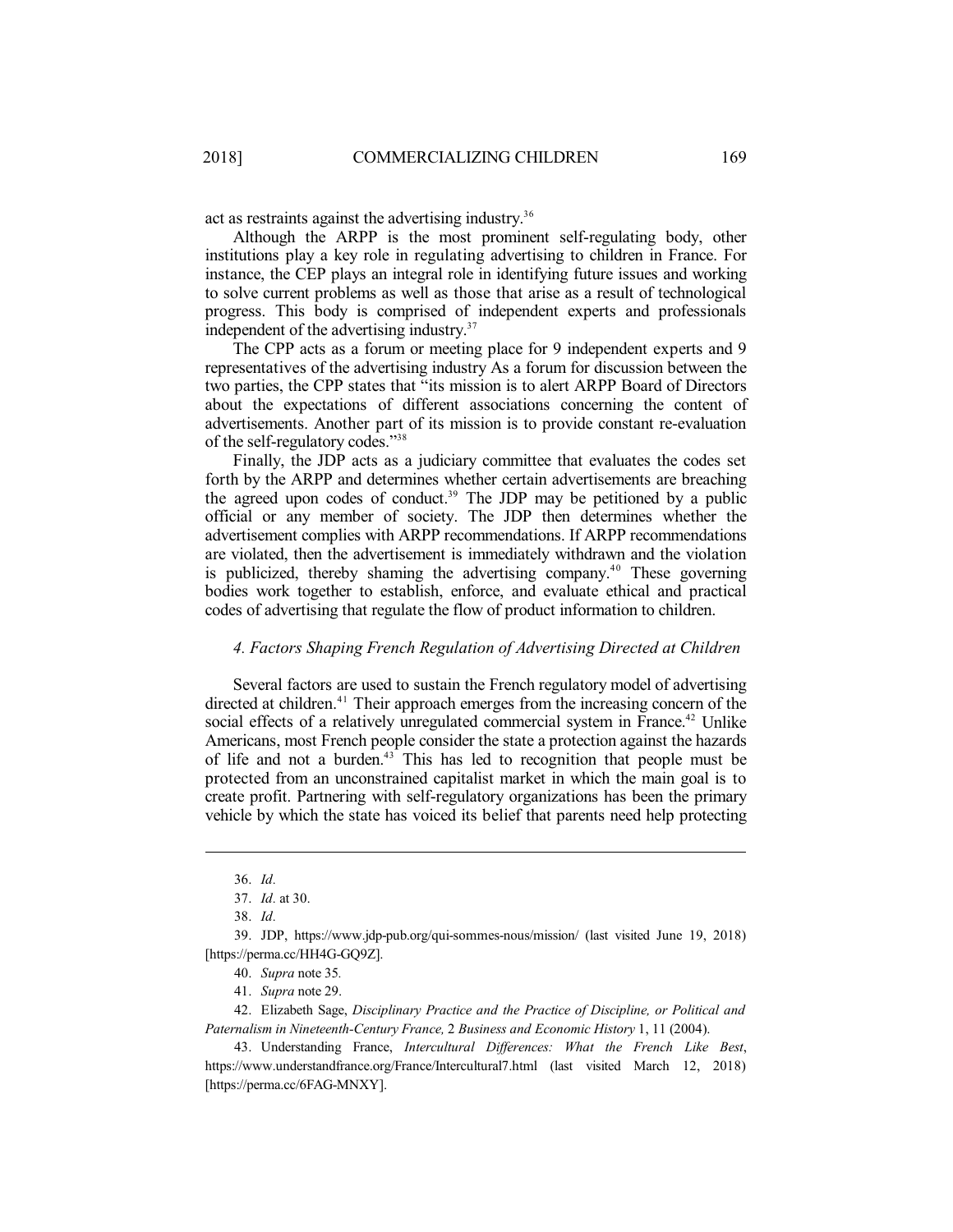act as restraints against the advertising industry.[36]

Although the ARPP is the most prominent self-regulating body, other institutions play a key role in regulating advertising to children in France. For instance, the CEP plays an integral role in identifying future issues and working to solve current problems as well as those that arise as a result of technological progress. This body is comprised of independent experts and professionals independent of the advertising industry.[37]

The CPP acts as a forum or meeting place for 9 independent experts and 9 representatives of the advertising industry As a forum for discussion between the two parties, the CPP states that "its mission is to alert ARPP Board of Directors about the expectations of different associations concerning the content of advertisements. Another part of its mission is to provide constant re-evaluation of the self-regulatory codes."[38]

Finally, the JDP acts as a judiciary committee that evaluates the codes set forth by the ARPP and determines whether certain advertisements are breaching the agreed upon codes of conduct.[39] The JDP may be petitioned by a public official or any member of society. The JDP then determines whether the advertisement complies with ARPP recommendations. If ARPP recommendations are violated, then the advertisement is immediately withdrawn and the violation is publicized, thereby shaming the advertising company.[40] These governing bodies work together to establish, enforce, and evaluate ethical and practical codes of advertising that regulate the flow of product information to children.

### *4. Factors Shaping French Regulation of Advertising Directed at Children*

Several factors are used to sustain the French regulatory model of advertising directed at children.[41] Their approach emerges from the increasing concern of the social effects of a relatively unregulated commercial system in France.[42] Unlike Americans, most French people consider the state a protection against the hazards of life and not a burden.[43] This has led to recognition that people must be protected from an unconstrained capitalist market in which the main goal is to create profit. Partnering with self-regulatory organizations has been the primary vehicle by which the state has voiced its belief that parents need help protecting

---

36. *Id.*

37. *Id.* at 30.

38. *Id.*

39. JDP, https://www.jdp-pub.org/qui-sommes-nous/mission/ (last visited June 19, 2018) [https://perma.cc/HH4G-GQ9Z].

40. *Supra* note 35.

41. *Supra* note 29.

42. Elizabeth Sage, *Disciplinary Practice and the Practice of Discipline, or Political and Paternalism in Nineteenth-Century France,* 2 *Business and Economic History* 1, 11 (2004).

43. Understanding France, *Intercultural Differences: What the French Like Best*, https://www.understandfrance.org/France/Intercultural7.html (last visited March 12, 2018) [https://perma.cc/6FAG-MNXY].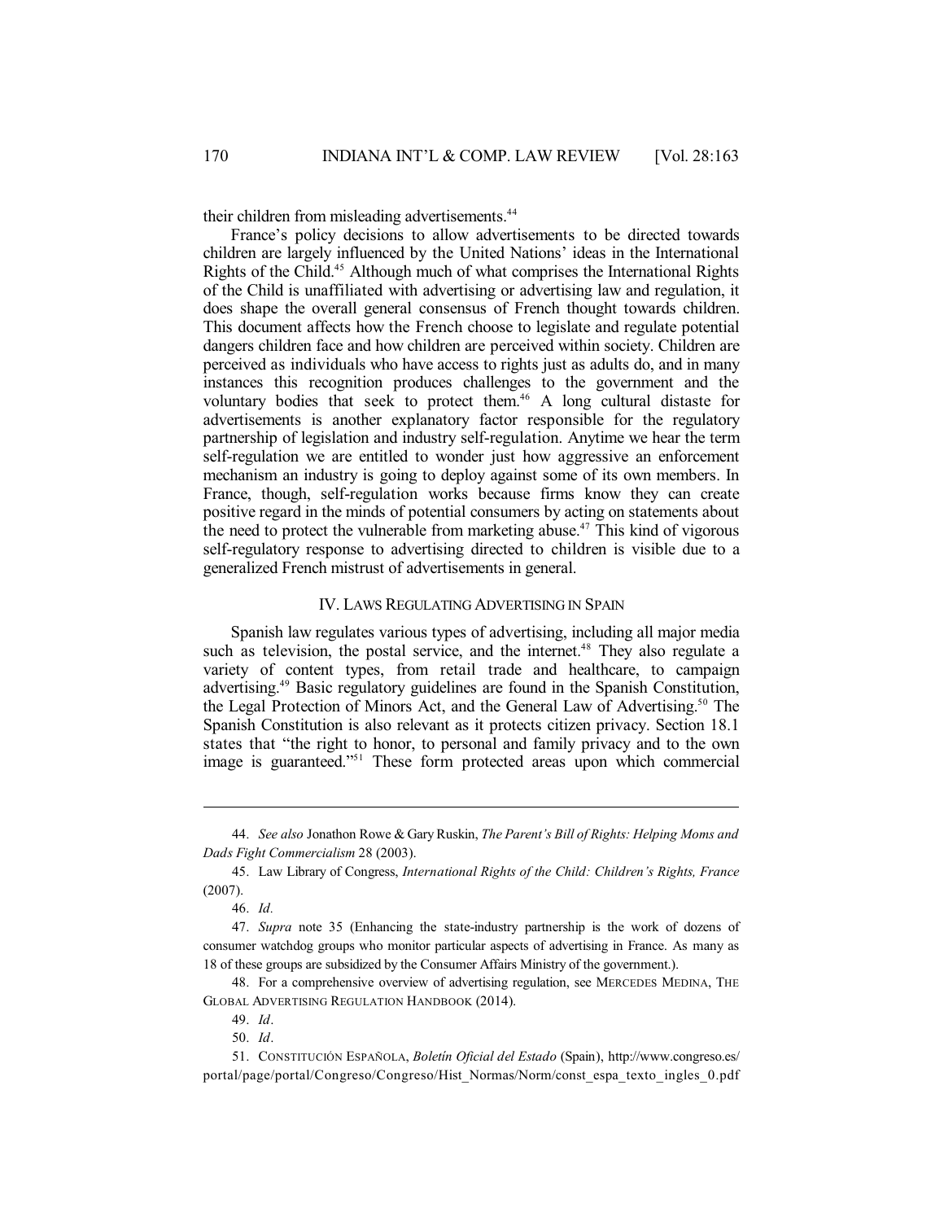their children from misleading advertisements.[44]

France's policy decisions to allow advertisements to be directed towards children are largely influenced by the United Nations' ideas in the International Rights of the Child.[45] Although much of what comprises the International Rights of the Child is unaffiliated with advertising or advertising law and regulation, it does shape the overall general consensus of French thought towards children. This document affects how the French choose to legislate and regulate potential dangers children face and how children are perceived within society. Children are perceived as individuals who have access to rights just as adults do, and in many instances this recognition produces challenges to the government and the voluntary bodies that seek to protect them.[46] A long cultural distaste for advertisements is another explanatory factor responsible for the regulatory partnership of legislation and industry self-regulation. Anytime we hear the term self-regulation we are entitled to wonder just how aggressive an enforcement mechanism an industry is going to deploy against some of its own members. In France, though, self-regulation works because firms know they can create positive regard in the minds of potential consumers by acting on statements about the need to protect the vulnerable from marketing abuse.[47] This kind of vigorous self-regulatory response to advertising directed to children is visible due to a generalized French mistrust of advertisements in general.

## IV. Laws Regulating Advertising in Spain

Spanish law regulates various types of advertising, including all major media such as television, the postal service, and the internet.[48] They also regulate a variety of content types, from retail trade and healthcare, to campaign advertising.[49] Basic regulatory guidelines are found in the Spanish Constitution, the Legal Protection of Minors Act, and the General Law of Advertising.[50] The Spanish Constitution is also relevant as it protects citizen privacy. Section 18.1 states that "the right to honor, to personal and family privacy and to the own image is guaranteed."[51] These form protected areas upon which commercial

---

44. *See also* Jonathon Rowe & Gary Ruskin, *The Parent's Bill of Rights: Helping Moms and Dads Fight Commercialism* 28 (2003).

45. Law Library of Congress, *International Rights of the Child: Children's Rights, France* (2007).

46. *Id.*

47. *Supra* note 35 (Enhancing the state-industry partnership is the work of dozens of consumer watchdog groups who monitor particular aspects of advertising in France. As many as 18 of these groups are subsidized by the Consumer Affairs Ministry of the government.).

48. For a comprehensive overview of advertising regulation, see Mercedes Medina, The Global Advertising Regulation Handbook (2014).

49. *Id*.

50. *Id*.

51. Constitución Española, *Boletín Oficial del Estado* (Spain), http://www.congreso.es/portal/page/portal/Congreso/Congreso/Hist_Normas/Norm/const_espa_texto_ingles_0.pdf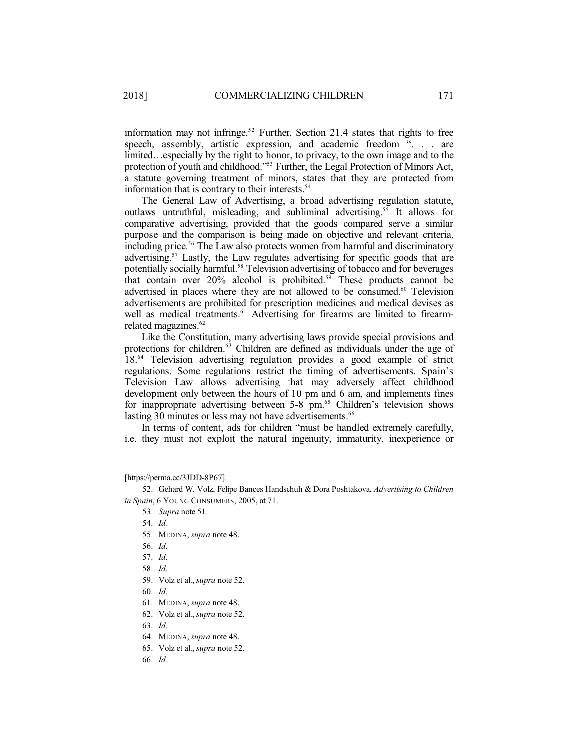information may not infringe.[52] Further, Section 21.4 states that rights to free speech, assembly, artistic expression, and academic freedom ". . . are limited…especially by the right to honor, to privacy, to the own image and to the protection of youth and childhood."[53] Further, the Legal Protection of Minors Act, a statute governing treatment of minors, states that they are protected from information that is contrary to their interests.[54]

The General Law of Advertising, a broad advertising regulation statute, outlaws untruthful, misleading, and subliminal advertising.[55] It allows for comparative advertising, provided that the goods compared serve a similar purpose and the comparison is being made on objective and relevant criteria, including price.[56] The Law also protects women from harmful and discriminatory advertising.[57] Lastly, the Law regulates advertising for specific goods that are potentially socially harmful.[58] Television advertising of tobacco and for beverages that contain over 20% alcohol is prohibited.[59] These products cannot be advertised in places where they are not allowed to be consumed.[60] Television advertisements are prohibited for prescription medicines and medical devises as well as medical treatments.[61] Advertising for firearms are limited to firearm-related magazines.[62]

Like the Constitution, many advertising laws provide special provisions and protections for children.[63] Children are defined as individuals under the age of 18.[64] Television advertising regulation provides a good example of strict regulations. Some regulations restrict the timing of advertisements. Spain's Television Law allows advertising that may adversely affect childhood development only between the hours of 10 pm and 6 am, and implements fines for inappropriate advertising between 5-8 pm.[65] Children's television shows lasting 30 minutes or less may not have advertisements.[66]

In terms of content, ads for children "must be handled extremely carefully, i.e. they must not exploit the natural ingenuity, immaturity, inexperience or

---

[https://perma.cc/3JDD-8P67].

52. Gehard W. Volz, Felipe Bances Handschuh & Dora Poshtakova, *Advertising to Children in Spain*, 6 YOUNG CONSUMERS, 2005, at 71.

53. *Supra* note 51.

54. *Id*.

55. MEDINA, *supra* note 48.

56. *Id.*

57. *Id.*

58. *Id.*

59. Volz et al., *supra* note 52.

60. *Id.*

61. MEDINA, *supra* note 48.

62. Volz et al., *supra* note 52.

63. *Id.*

64. MEDINA, *supra* note 48.

65. Volz et al., *supra* note 52.

66. *Id*.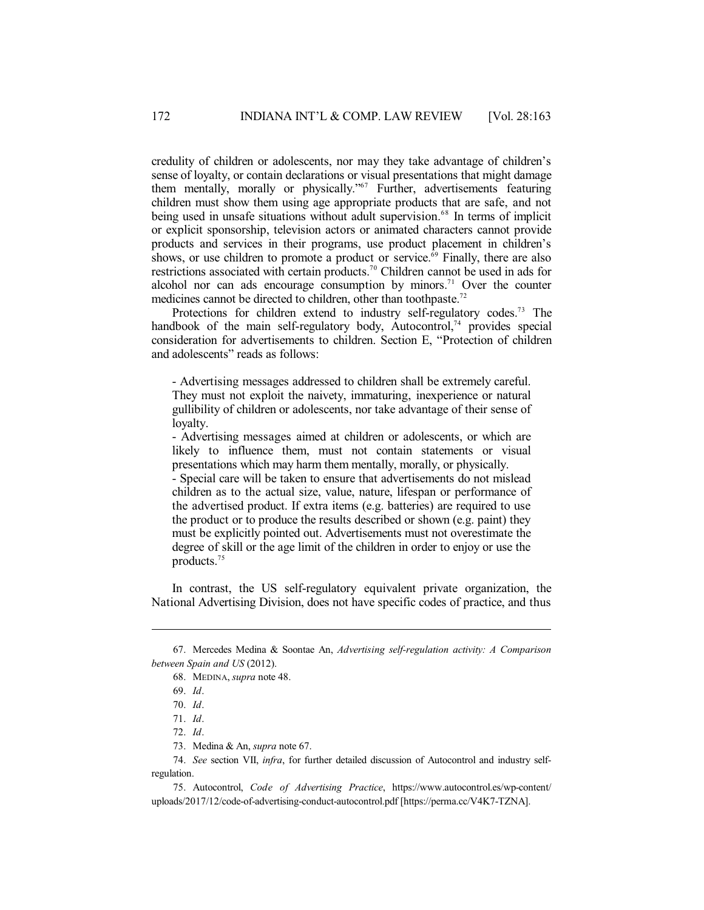credulity of children or adolescents, nor may they take advantage of children's sense of loyalty, or contain declarations or visual presentations that might damage them mentally, morally or physically."[67] Further, advertisements featuring children must show them using age appropriate products that are safe, and not being used in unsafe situations without adult supervision.[68] In terms of implicit or explicit sponsorship, television actors or animated characters cannot provide products and services in their programs, use product placement in children's shows, or use children to promote a product or service.[69] Finally, there are also restrictions associated with certain products.[70] Children cannot be used in ads for alcohol nor can ads encourage consumption by minors.[71] Over the counter medicines cannot be directed to children, other than toothpaste.[72]

Protections for children extend to industry self-regulatory codes.[73] The handbook of the main self-regulatory body, Autocontrol,[74] provides special consideration for advertisements to children. Section E, "Protection of children and adolescents" reads as follows:

> - Advertising messages addressed to children shall be extremely careful. They must not exploit the naivety, immaturing, inexperience or natural gullibility of children or adolescents, nor take advantage of their sense of loyalty.
> - Advertising messages aimed at children or adolescents, or which are likely to influence them, must not contain statements or visual presentations which may harm them mentally, morally, or physically.
> - Special care will be taken to ensure that advertisements do not mislead children as to the actual size, value, nature, lifespan or performance of the advertised product. If extra items (e.g. batteries) are required to use the product or to produce the results described or shown (e.g. paint) they must be explicitly pointed out. Advertisements must not overestimate the degree of skill or the age limit of the children in order to enjoy or use the products.[75]

In contrast, the US self-regulatory equivalent private organization, the National Advertising Division, does not have specific codes of practice, and thus

---

67. Mercedes Medina & Soontae An, *Advertising self-regulation activity: A Comparison between Spain and US* (2012).

68. MEDINA, *supra* note 48.

69. *Id*.

70. *Id*.

71. *Id*.

72. *Id*.

73. Medina & An, *supra* note 67.

74. *See* section VII, *infra*, for further detailed discussion of Autocontrol and industry self-regulation.

75. Autocontrol, *Code of Advertising Practice*, https://www.autocontrol.es/wp-content/uploads/2017/12/code-of-advertising-conduct-autocontrol.pdf [https://perma.cc/V4K7-TZNA].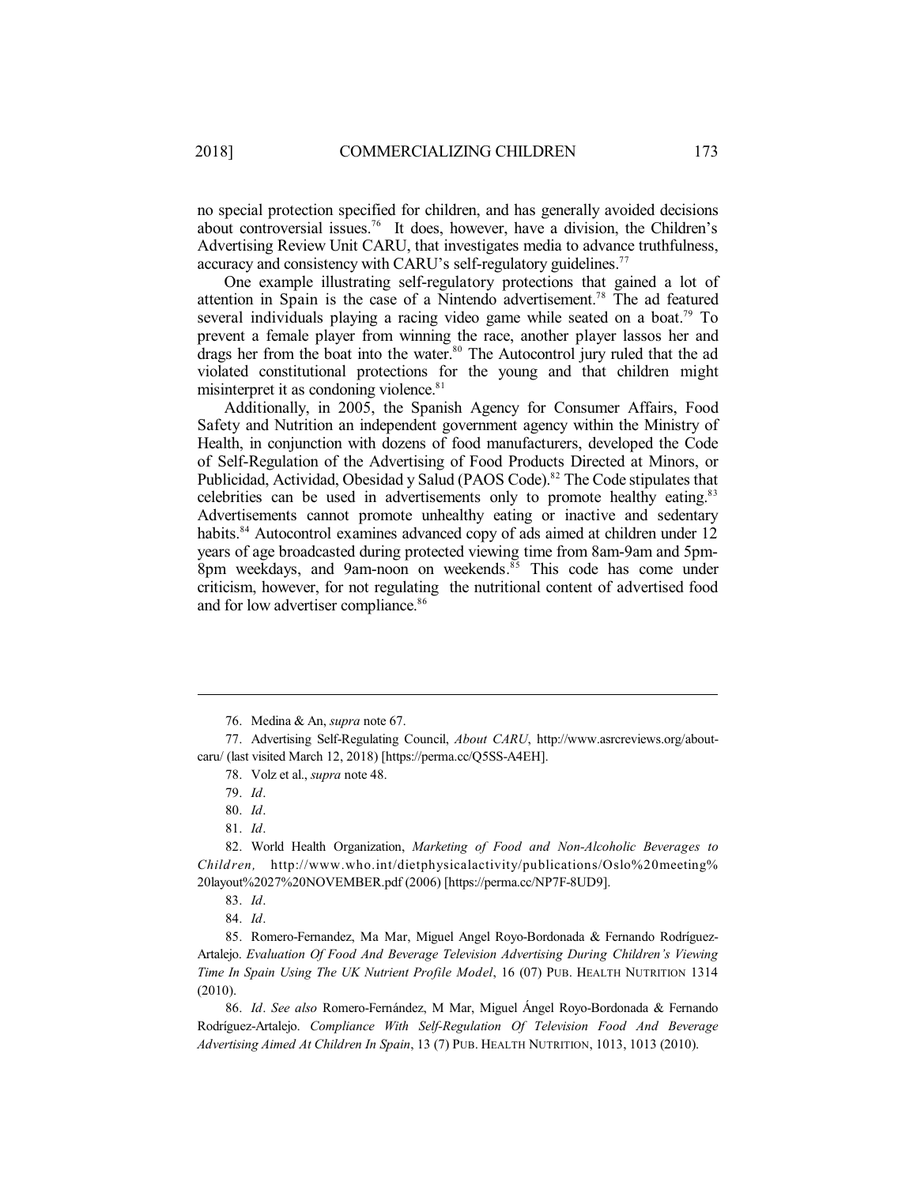no special protection specified for children, and has generally avoided decisions about controversial issues.[76] It does, however, have a division, the Children's Advertising Review Unit CARU, that investigates media to advance truthfulness, accuracy and consistency with CARU's self-regulatory guidelines.[77]

One example illustrating self-regulatory protections that gained a lot of attention in Spain is the case of a Nintendo advertisement.[78] The ad featured several individuals playing a racing video game while seated on a boat.[79] To prevent a female player from winning the race, another player lassos her and drags her from the boat into the water.[80] The Autocontrol jury ruled that the ad violated constitutional protections for the young and that children might misinterpret it as condoning violence.[81]

Additionally, in 2005, the Spanish Agency for Consumer Affairs, Food Safety and Nutrition an independent government agency within the Ministry of Health, in conjunction with dozens of food manufacturers, developed the Code of Self-Regulation of the Advertising of Food Products Directed at Minors, or Publicidad, Actividad, Obesidad y Salud (PAOS Code).[82] The Code stipulates that celebrities can be used in advertisements only to promote healthy eating.[83] Advertisements cannot promote unhealthy eating or inactive and sedentary habits.[84] Autocontrol examines advanced copy of ads aimed at children under 12 years of age broadcasted during protected viewing time from 8am-9am and 5pm-8pm weekdays, and 9am-noon on weekends.[85] This code has come under criticism, however, for not regulating the nutritional content of advertised food and for low advertiser compliance.[86]

---

76. Medina & An, *supra* note 67.

77. Advertising Self-Regulating Council, *About CARU*, http://www.asrcreviews.org/about-caru/ (last visited March 12, 2018) [https://perma.cc/Q5SS-A4EH].

78. Volz et al., *supra* note 48.

79. *Id*.

80. *Id*.

81. *Id*.

82. World Health Organization, *Marketing of Food and Non-Alcoholic Beverages to Children,* http://www.who.int/dietphysicalactivity/publications/Oslo%20meeting%20layout%2027%20NOVEMBER.pdf (2006) [https://perma.cc/NP7F-8UD9].

83. *Id*.

84. *Id*.

85. Romero-Fernandez, Ma Mar, Miguel Angel Royo-Bordonada & Fernando Rodríguez-Artalejo. *Evaluation Of Food And Beverage Television Advertising During Children's Viewing Time In Spain Using The UK Nutrient Profile Model*, 16 (07) PUB. HEALTH NUTRITION 1314 (2010).

86. *Id*. *See also* Romero-Fernández, M Mar, Miguel Ángel Royo-Bordonada & Fernando Rodríguez-Artalejo. *Compliance With Self-Regulation Of Television Food And Beverage Advertising Aimed At Children In Spain*, 13 (7) PUB. HEALTH NUTRITION, 1013, 1013 (2010).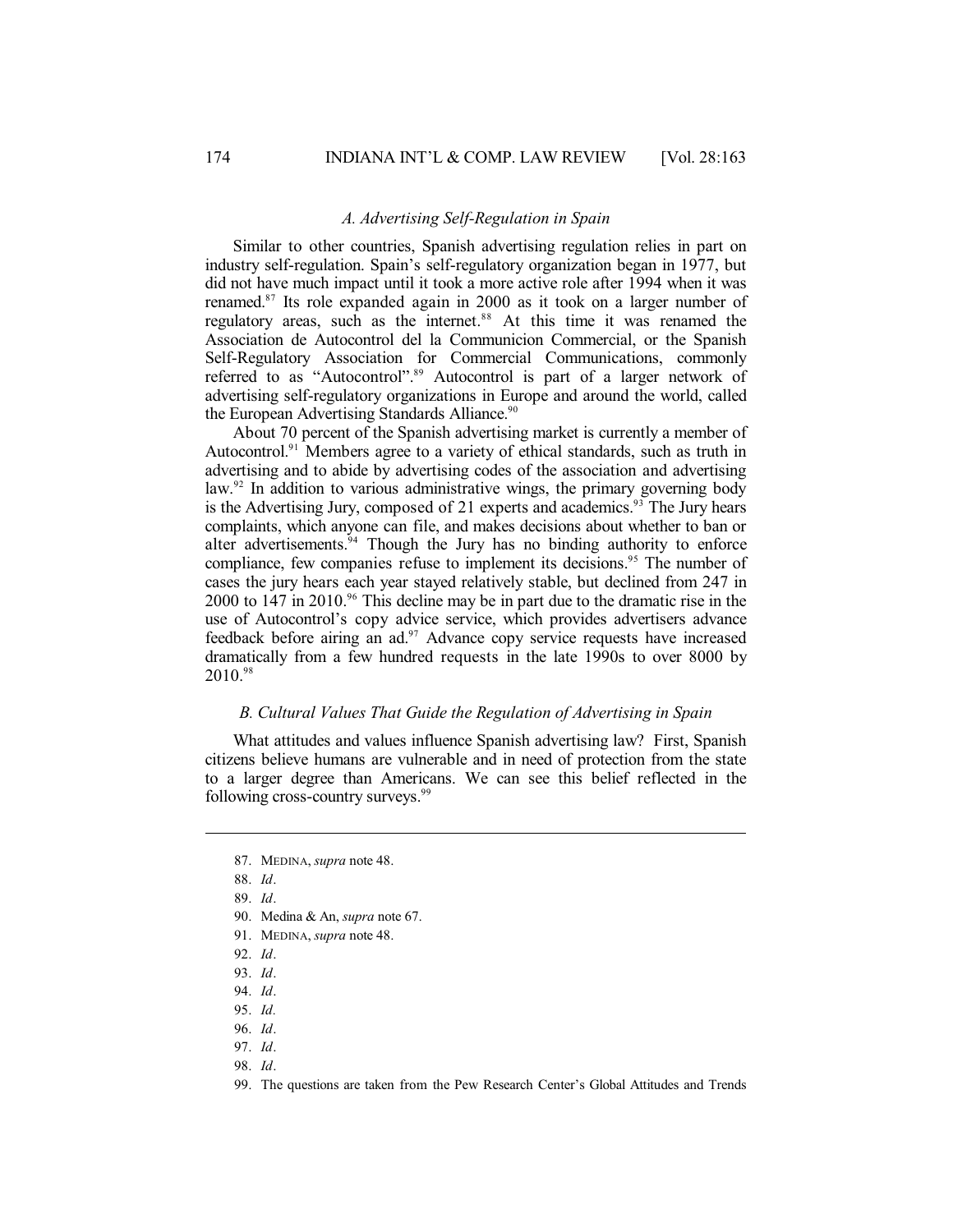### *A. Advertising Self-Regulation in Spain*

Similar to other countries, Spanish advertising regulation relies in part on industry self-regulation. Spain's self-regulatory organization began in 1977, but did not have much impact until it took a more active role after 1994 when it was renamed.[87] Its role expanded again in 2000 as it took on a larger number of regulatory areas, such as the internet.[88] At this time it was renamed the Association de Autocontrol del la Communicion Commercial, or the Spanish Self-Regulatory Association for Commercial Communications, commonly referred to as "Autocontrol".[89] Autocontrol is part of a larger network of advertising self-regulatory organizations in Europe and around the world, called the European Advertising Standards Alliance.[90]

About 70 percent of the Spanish advertising market is currently a member of Autocontrol.[91] Members agree to a variety of ethical standards, such as truth in advertising and to abide by advertising codes of the association and advertising law.[92] In addition to various administrative wings, the primary governing body is the Advertising Jury, composed of 21 experts and academics.[93] The Jury hears complaints, which anyone can file, and makes decisions about whether to ban or alter advertisements.[94] Though the Jury has no binding authority to enforce compliance, few companies refuse to implement its decisions.[95] The number of cases the jury hears each year stayed relatively stable, but declined from 247 in 2000 to 147 in 2010.[96] This decline may be in part due to the dramatic rise in the use of Autocontrol's copy advice service, which provides advertisers advance feedback before airing an ad.[97] Advance copy service requests have increased dramatically from a few hundred requests in the late 1990s to over 8000 by 2010.[98]

### *B. Cultural Values That Guide the Regulation of Advertising in Spain*

What attitudes and values influence Spanish advertising law? First, Spanish citizens believe humans are vulnerable and in need of protection from the state to a larger degree than Americans. We can see this belief reflected in the following cross-country surveys.[99]

---

87. MEDINA, *supra* note 48.

88. *Id*.

89. *Id*.

90. Medina & An, *supra* note 67.

91. MEDINA, *supra* note 48.

92. *Id*.

93. *Id*.

94. *Id*.

95. *Id.*

96. *Id*.

97. *Id*.

98. *Id*.

99. The questions are taken from the Pew Research Center's Global Attitudes and Trends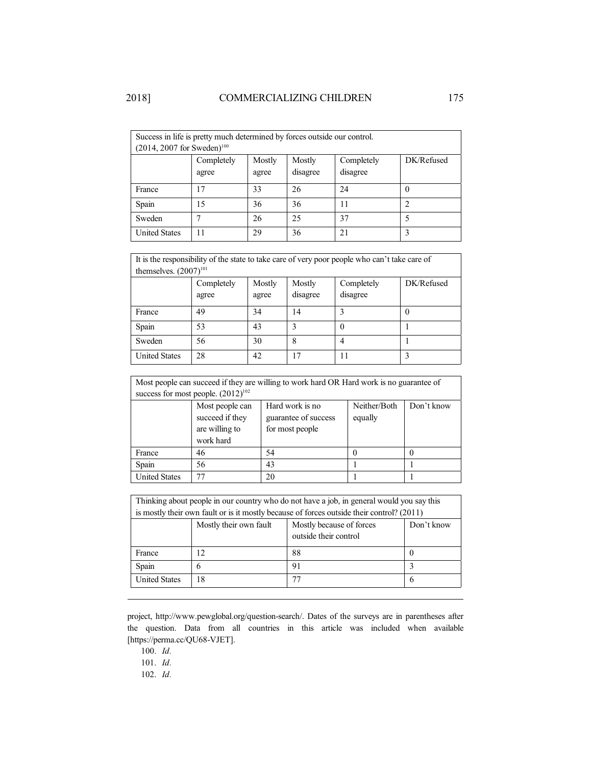| Success in life is pretty much determined by forces outside our control. (2014, 2007 for Sweden)[100] | | | | | |
|---|---|---|---|---|---|
| | Completely agree | Mostly agree | Mostly disagree | Completely disagree | DK/Refused |
| France | 17 | 33 | 26 | 24 | 0 |
| Spain | 15 | 36 | 36 | 11 | 2 |
| Sweden | 7 | 26 | 25 | 37 | 5 |
| United States | 11 | 29 | 36 | 21 | 3 |

| It is the responsibility of the state to take care of very poor people who can't take care of themselves. (2007)[101] | | | | | |
|---|---|---|---|---|---|
| | Completely agree | Mostly agree | Mostly disagree | Completely disagree | DK/Refused |
| France | 49 | 34 | 14 | 3 | 0 |
| Spain | 53 | 43 | 3 | 0 | 1 |
| Sweden | 56 | 30 | 8 | 4 | 1 |
| United States | 28 | 42 | 17 | 11 | 3 |

| Most people can succeed if they are willing to work hard OR Hard work is no guarantee of success for most people. (2012)[102] | | | | |
|---|---|---|---|---|
| | Most people can succeed if they are willing to work hard | Hard work is no guarantee of success for most people | Neither/Both equally | Don't know |
| France | 46 | 54 | 0 | 0 |
| Spain | 56 | 43 | 1 | 1 |
| United States | 77 | 20 | 1 | 1 |

| Thinking about people in our country who do not have a job, in general would you say this is mostly their own fault or is it mostly because of forces outside their control? (2011) | | | |
|---|---|---|---|
| | Mostly their own fault | Mostly because of forces outside their control | Don't know |
| France | 12 | 88 | 0 |
| Spain | 6 | 91 | 3 |
| United States | 18 | 77 | 6 |

---

project, http://www.pewglobal.org/question-search/. Dates of the surveys are in parentheses after the question. Data from all countries in this article was included when available [https://perma.cc/QU68-VJET].

100. *Id.*

101. *Id.*

102. *Id.*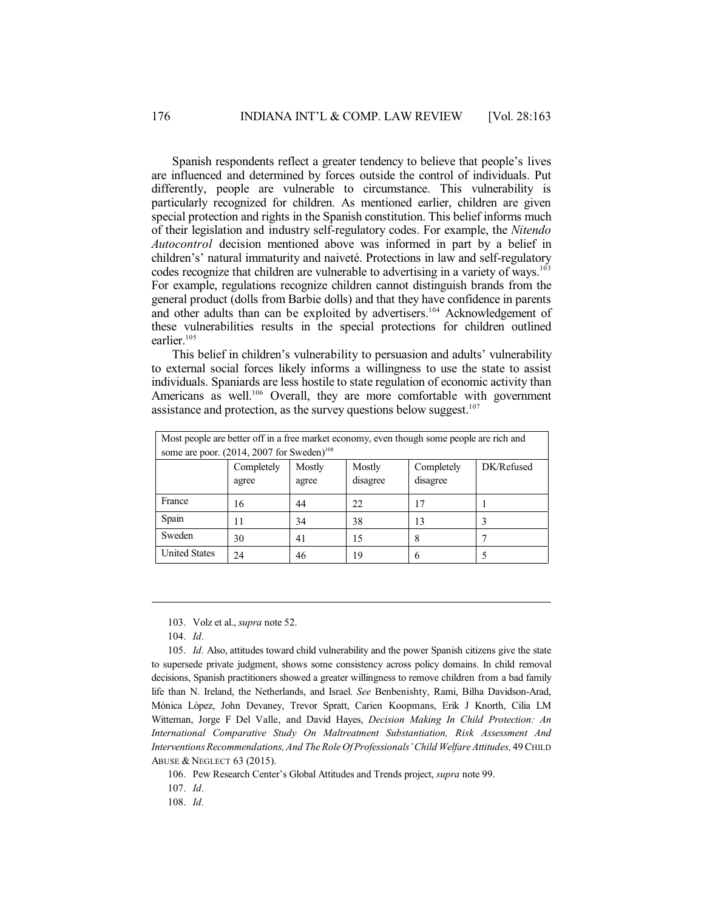Spanish respondents reflect a greater tendency to believe that people's lives are influenced and determined by forces outside the control of individuals. Put differently, people are vulnerable to circumstance. This vulnerability is particularly recognized for children. As mentioned earlier, children are given special protection and rights in the Spanish constitution. This belief informs much of their legislation and industry self-regulatory codes. For example, the *Nitendo Autocontrol* decision mentioned above was informed in part by a belief in children's' natural immaturity and naiveté. Protections in law and self-regulatory codes recognize that children are vulnerable to advertising in a variety of ways.[103] For example, regulations recognize children cannot distinguish brands from the general product (dolls from Barbie dolls) and that they have confidence in parents and other adults than can be exploited by advertisers.[104] Acknowledgement of these vulnerabilities results in the special protections for children outlined earlier.[105]

This belief in children's vulnerability to persuasion and adults' vulnerability to external social forces likely informs a willingness to use the state to assist individuals. Spaniards are less hostile to state regulation of economic activity than Americans as well.[106] Overall, they are more comfortable with government assistance and protection, as the survey questions below suggest.[107]

| Most people are better off in a free market economy, even though some people are rich and some are poor. (2014, 2007 for Sweden)[108] | | | | | |
|---|---|---|---|---|---|
| | Completely agree | Mostly agree | Mostly disagree | Completely disagree | DK/Refused |
| France | 16 | 44 | 22 | 17 | 1 |
| Spain | 11 | 34 | 38 | 13 | 3 |
| Sweden | 30 | 41 | 15 | 8 | 7 |
| United States | 24 | 46 | 19 | 6 | 5 |

---

103. Volz et al., *supra* note 52.

104. *Id.*

105. *Id.* Also, attitudes toward child vulnerability and the power Spanish citizens give the state to supersede private judgment, shows some consistency across policy domains. In child removal decisions, Spanish practitioners showed a greater willingness to remove children from a bad family life than N. Ireland, the Netherlands, and Israel. *See* Benbenishty, Rami, Bilha Davidson-Arad, Mónica López, John Devaney, Trevor Spratt, Carien Koopmans, Erik J Knorth, Cilia LM Witteman, Jorge F Del Valle, and David Hayes, *Decision Making In Child Protection: An International Comparative Study On Maltreatment Substantiation, Risk Assessment And Interventions Recommendations, And The Role Of Professionals' Child Welfare Attitudes,* 49 CHILD ABUSE & NEGLECT 63 (2015).

106. Pew Research Center's Global Attitudes and Trends project, *supra* note 99.

107. *Id.*

108. *Id.*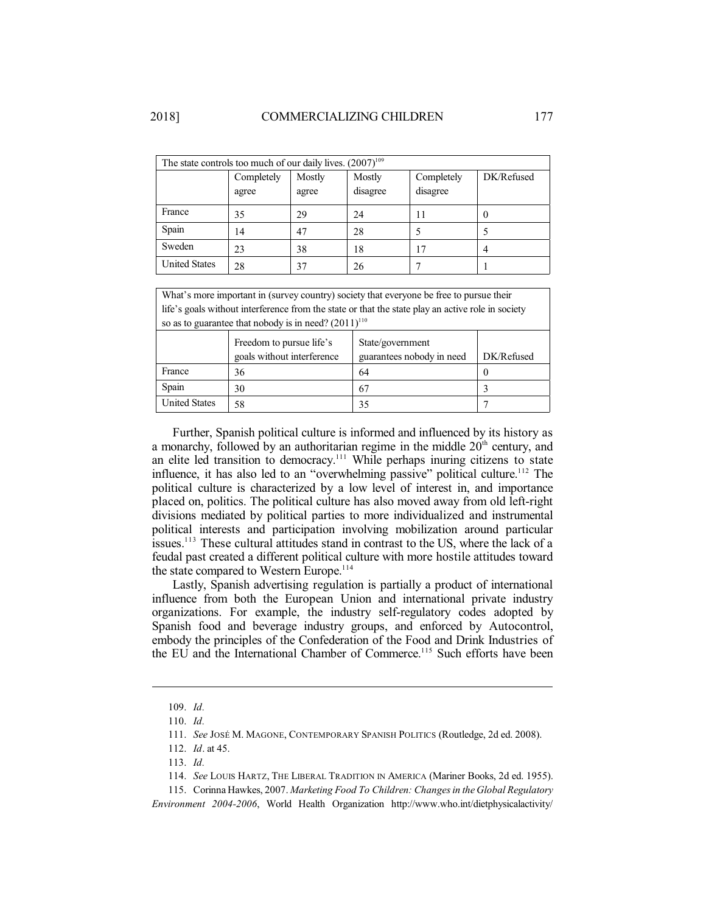| The state controls too much of our daily lives. (2007)[109] | | | | | |
|---|---|---|---|---|---|
| | Completely agree | Mostly agree | Mostly disagree | Completely disagree | DK/Refused |
| France | 35 | 29 | 24 | 11 | 0 |
| Spain | 14 | 47 | 28 | 5 | 5 |
| Sweden | 23 | 38 | 18 | 17 | 4 |
| United States | 28 | 37 | 26 | 7 | 1 |

| What's more important in (survey country) society that everyone be free to pursue their life's goals without interference from the state or that the state play an active role in society so as to guarantee that nobody is in need? (2011)[110] | | | |
|---|---|---|---|
| | Freedom to pursue life's goals without interference | State/government guarantees nobody in need | DK/Refused |
| France | 36 | 64 | 0 |
| Spain | 30 | 67 | 3 |
| United States | 58 | 35 | 7 |

Further, Spanish political culture is informed and influenced by its history as a monarchy, followed by an authoritarian regime in the middle 20th century, and an elite led transition to democracy.[111] While perhaps inuring citizens to state influence, it has also led to an "overwhelming passive" political culture.[112] The political culture is characterized by a low level of interest in, and importance placed on, politics. The political culture has also moved away from old left-right divisions mediated by political parties to more individualized and instrumental political interests and participation involving mobilization around particular issues.[113] These cultural attitudes stand in contrast to the US, where the lack of a feudal past created a different political culture with more hostile attitudes toward the state compared to Western Europe.[114]

Lastly, Spanish advertising regulation is partially a product of international influence from both the European Union and international private industry organizations. For example, the industry self-regulatory codes adopted by Spanish food and beverage industry groups, and enforced by Autocontrol, embody the principles of the Confederation of the Food and Drink Industries of the EU and the International Chamber of Commerce.[115] Such efforts have been

---

109. *Id.*

110. *Id.*

111. *See* JOSÉ M. MAGONE, CONTEMPORARY SPANISH POLITICS (Routledge, 2d ed. 2008).

112. *Id*. at 45.

113. *Id.*

114. *See* LOUIS HARTZ, THE LIBERAL TRADITION IN AMERICA (Mariner Books, 2d ed. 1955).

115. Corinna Hawkes, 2007. *Marketing Food To Children: Changes in the Global Regulatory Environment 2004-2006*, World Health Organization http://www.who.int/dietphysicalactivity/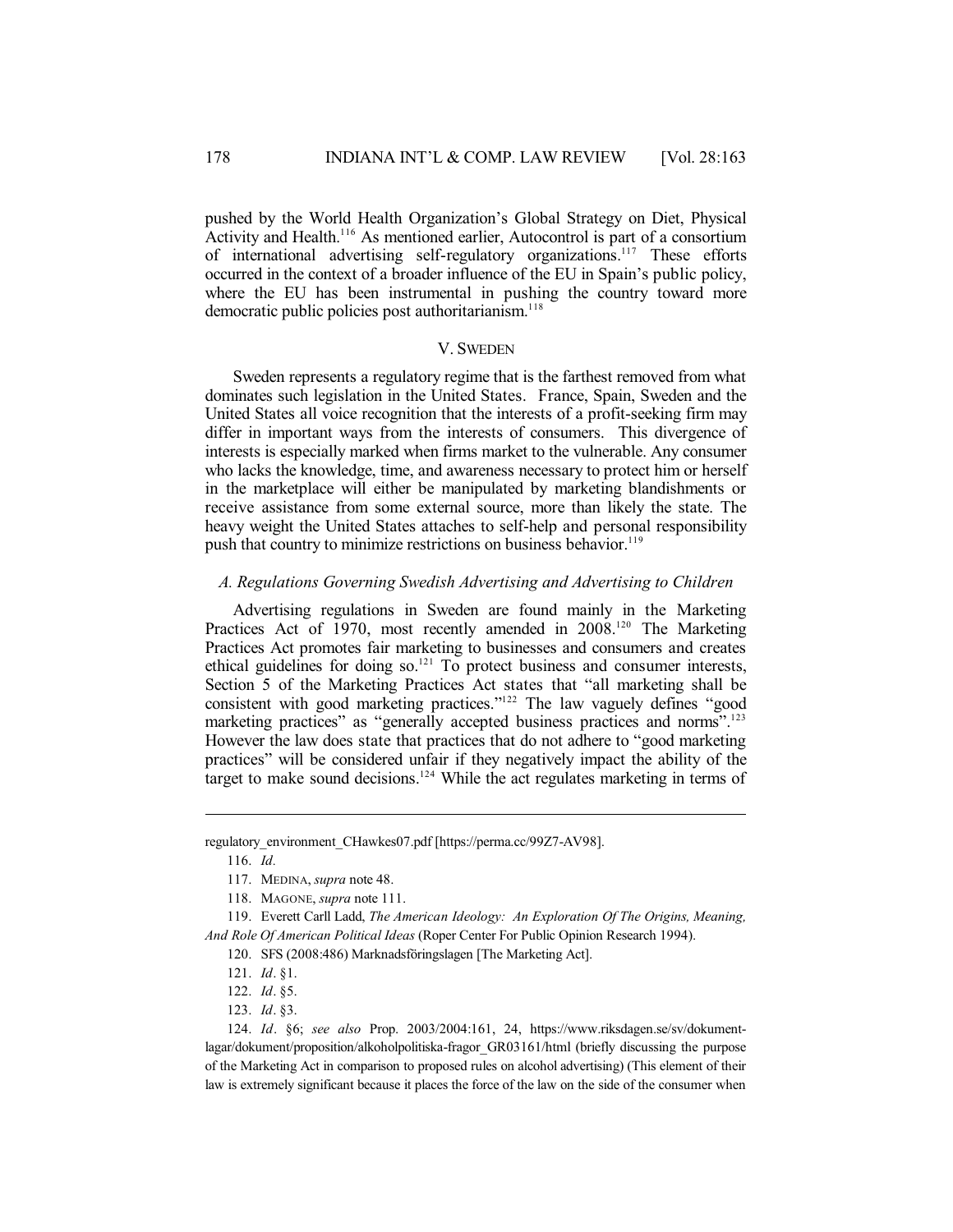pushed by the World Health Organization's Global Strategy on Diet, Physical Activity and Health.[116] As mentioned earlier, Autocontrol is part of a consortium of international advertising self-regulatory organizations.[117] These efforts occurred in the context of a broader influence of the EU in Spain's public policy, where the EU has been instrumental in pushing the country toward more democratic public policies post authoritarianism.[118]

## V. SWEDEN

Sweden represents a regulatory regime that is the farthest removed from what dominates such legislation in the United States. France, Spain, Sweden and the United States all voice recognition that the interests of a profit-seeking firm may differ in important ways from the interests of consumers. This divergence of interests is especially marked when firms market to the vulnerable. Any consumer who lacks the knowledge, time, and awareness necessary to protect him or herself in the marketplace will either be manipulated by marketing blandishments or receive assistance from some external source, more than likely the state. The heavy weight the United States attaches to self-help and personal responsibility push that country to minimize restrictions on business behavior.[119]

### *A. Regulations Governing Swedish Advertising and Advertising to Children*

Advertising regulations in Sweden are found mainly in the Marketing Practices Act of 1970, most recently amended in 2008.[120] The Marketing Practices Act promotes fair marketing to businesses and consumers and creates ethical guidelines for doing so.[121] To protect business and consumer interests, Section 5 of the Marketing Practices Act states that "all marketing shall be consistent with good marketing practices."[122] The law vaguely defines "good marketing practices" as "generally accepted business practices and norms".[123] However the law does state that practices that do not adhere to "good marketing practices" will be considered unfair if they negatively impact the ability of the target to make sound decisions.[124] While the act regulates marketing in terms of

---

regulatory_environment_CHawkes07.pdf [https://perma.cc/99Z7-AV98].

116. *Id.*

117. MEDINA, *supra* note 48.

118. MAGONE, *supra* note 111.

119. Everett Carll Ladd, *The American Ideology: An Exploration Of The Origins, Meaning, And Role Of American Political Ideas* (Roper Center For Public Opinion Research 1994).

120. SFS (2008:486) Marknadsföringslagen [The Marketing Act].

121. *Id*. §1.

122. *Id*. §5.

123. *Id*. §3.

124. *Id*. §6; *see also* Prop. 2003/2004:161, 24, https://www.riksdagen.se/sv/dokument-lagar/dokument/proposition/alkoholpolitiska-fragor_GR03161/html (briefly discussing the purpose of the Marketing Act in comparison to proposed rules on alcohol advertising) (This element of their law is extremely significant because it places the force of the law on the side of the consumer when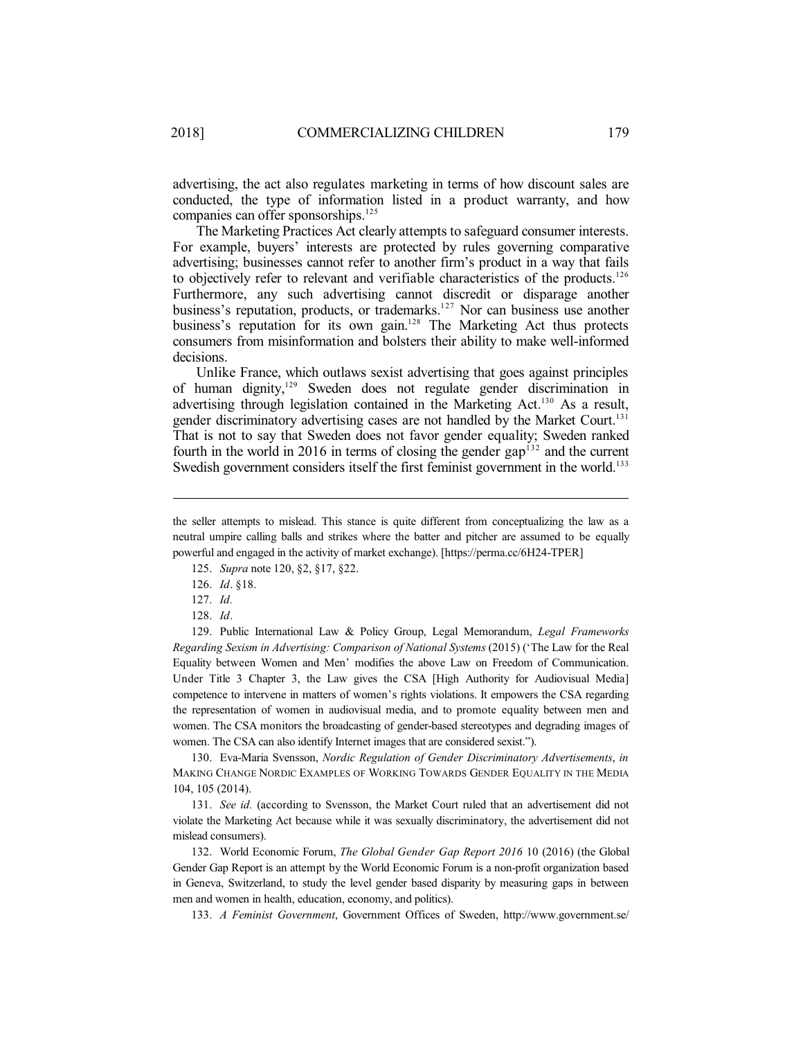advertising, the act also regulates marketing in terms of how discount sales are conducted, the type of information listed in a product warranty, and how companies can offer sponsorships.[125]

The Marketing Practices Act clearly attempts to safeguard consumer interests. For example, buyers' interests are protected by rules governing comparative advertising; businesses cannot refer to another firm's product in a way that fails to objectively refer to relevant and verifiable characteristics of the products.[126] Furthermore, any such advertising cannot discredit or disparage another business's reputation, products, or trademarks.[127] Nor can business use another business's reputation for its own gain.[128] The Marketing Act thus protects consumers from misinformation and bolsters their ability to make well-informed decisions.

Unlike France, which outlaws sexist advertising that goes against principles of human dignity,[129] Sweden does not regulate gender discrimination in advertising through legislation contained in the Marketing Act.[130] As a result, gender discriminatory advertising cases are not handled by the Market Court.[131] That is not to say that Sweden does not favor gender equality; Sweden ranked fourth in the world in 2016 in terms of closing the gender gap[132] and the current Swedish government considers itself the first feminist government in the world.[133]

---

the seller attempts to mislead. This stance is quite different from conceptualizing the law as a neutral umpire calling balls and strikes where the batter and pitcher are assumed to be equally powerful and engaged in the activity of market exchange). [https://perma.cc/6H24-TPER]

125. *Supra* note 120, §2, §17, §22.

126. *Id*. §18.

127. *Id.*

128. *Id*.

129. Public International Law & Policy Group, Legal Memorandum, *Legal Frameworks Regarding Sexism in Advertising: Comparison of National Systems* (2015) ('The Law for the Real Equality between Women and Men' modifies the above Law on Freedom of Communication. Under Title 3 Chapter 3, the Law gives the CSA [High Authority for Audiovisual Media] competence to intervene in matters of women's rights violations. It empowers the CSA regarding the representation of women in audiovisual media, and to promote equality between men and women. The CSA monitors the broadcasting of gender-based stereotypes and degrading images of women. The CSA can also identify Internet images that are considered sexist.").

130. Eva-Maria Svensson, *Nordic Regulation of Gender Discriminatory Advertisements*, *in* MAKING CHANGE NORDIC EXAMPLES OF WORKING TOWARDS GENDER EQUALITY IN THE MEDIA 104, 105 (2014).

131. *See id.* (according to Svensson, the Market Court ruled that an advertisement did not violate the Marketing Act because while it was sexually discriminatory, the advertisement did not mislead consumers).

132. World Economic Forum, *The Global Gender Gap Report 2016* 10 (2016) (the Global Gender Gap Report is an attempt by the World Economic Forum is a non-profit organization based in Geneva, Switzerland, to study the level gender based disparity by measuring gaps in between men and women in health, education, economy, and politics).

133. *A Feminist Government*, Government Offices of Sweden, http://www.government.se/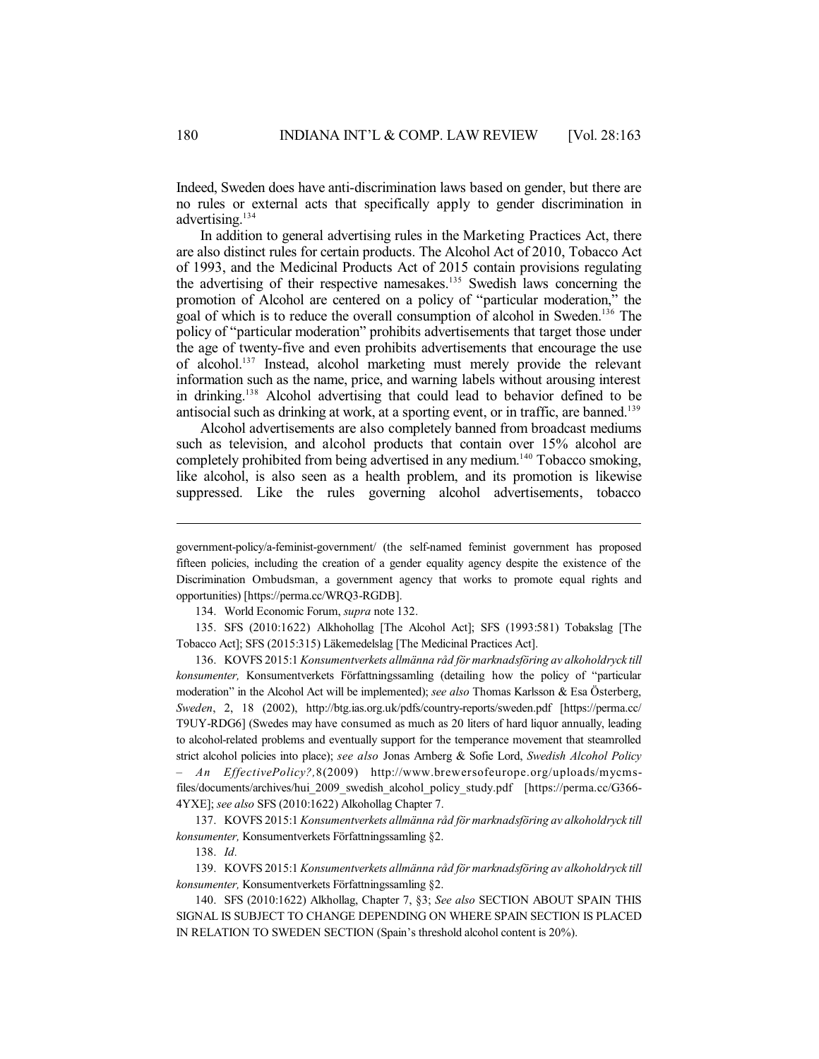Indeed, Sweden does have anti-discrimination laws based on gender, but there are no rules or external acts that specifically apply to gender discrimination in advertising.[134]

In addition to general advertising rules in the Marketing Practices Act, there are also distinct rules for certain products. The Alcohol Act of 2010, Tobacco Act of 1993, and the Medicinal Products Act of 2015 contain provisions regulating the advertising of their respective namesakes.[135] Swedish laws concerning the promotion of Alcohol are centered on a policy of "particular moderation," the goal of which is to reduce the overall consumption of alcohol in Sweden.[136] The policy of "particular moderation" prohibits advertisements that target those under the age of twenty-five and even prohibits advertisements that encourage the use of alcohol.[137] Instead, alcohol marketing must merely provide the relevant information such as the name, price, and warning labels without arousing interest in drinking.[138] Alcohol advertising that could lead to behavior defined to be antisocial such as drinking at work, at a sporting event, or in traffic, are banned.[139]

Alcohol advertisements are also completely banned from broadcast mediums such as television, and alcohol products that contain over 15% alcohol are completely prohibited from being advertised in any medium.[140] Tobacco smoking, like alcohol, is also seen as a health problem, and its promotion is likewise suppressed. Like the rules governing alcohol advertisements, tobacco

---

government-policy/a-feminist-government/ (the self-named feminist government has proposed fifteen policies, including the creation of a gender equality agency despite the existence of the Discrimination Ombudsman, a government agency that works to promote equal rights and opportunities) [https://perma.cc/WRQ3-RGDB].

134. World Economic Forum, *supra* note 132.

135. SFS (2010:1622) Alkhohollag [The Alcohol Act]; SFS (1993:581) Tobakslag [The Tobacco Act]; SFS (2015:315) Läkemedelslag [The Medicinal Practices Act].

136. KOVFS 2015:1 *Konsumentverkets allmänna råd för marknadsföring av alkoholdryck till konsumenter,* Konsumentverkets Författningssamling (detailing how the policy of "particular moderation" in the Alcohol Act will be implemented); *see also* Thomas Karlsson & Esa Österberg, *Sweden*, 2, 18 (2002), http://btg.ias.org.uk/pdfs/country-reports/sweden.pdf [https://perma.cc/T9UY-RDG6] (Swedes may have consumed as much as 20 liters of hard liquor annually, leading to alcohol-related problems and eventually support for the temperance movement that steamrolled strict alcohol policies into place); *see also* Jonas Arnberg & Sofie Lord, *Swedish Alcohol Policy – An EffectivePolicy?,* 8(2009) http://www.brewersofeurope.org/uploads/mycms-files/documents/archives/hui_2009_swedish_alcohol_policy_study.pdf [https://perma.cc/G366-4YXE]; *see also* SFS (2010:1622) Alkohollag Chapter 7.

137. KOVFS 2015:1 *Konsumentverkets allmänna råd för marknadsföring av alkoholdryck till konsumenter,* Konsumentverkets Författningssamling §2.

138. *Id.*

139. KOVFS 2015:1 *Konsumentverkets allmänna råd för marknadsföring av alkoholdryck till konsumenter,* Konsumentverkets Författningssamling §2.

140. SFS (2010:1622) Alkhollag, Chapter 7, §3; *See also* SECTION ABOUT SPAIN THIS SIGNAL IS SUBJECT TO CHANGE DEPENDING ON WHERE SPAIN SECTION IS PLACED IN RELATION TO SWEDEN SECTION (Spain's threshold alcohol content is 20%).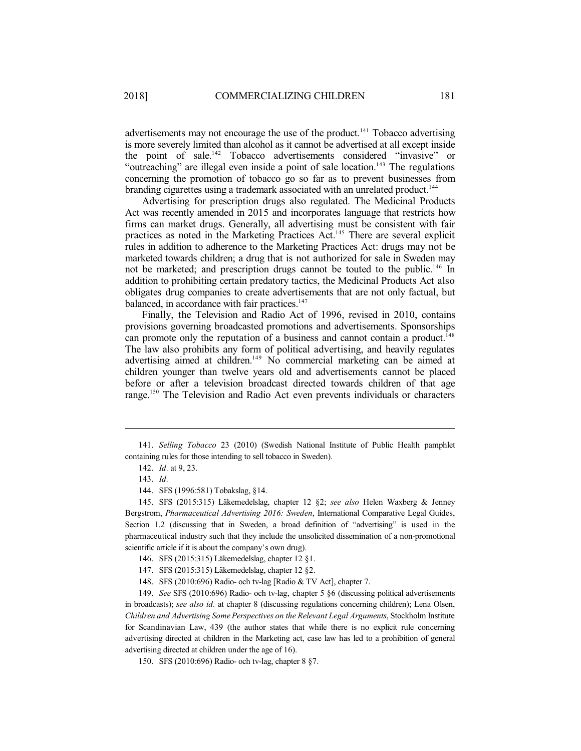advertisements may not encourage the use of the product.[141] Tobacco advertising is more severely limited than alcohol as it cannot be advertised at all except inside the point of sale.[142] Tobacco advertisements considered "invasive" or "outreaching" are illegal even inside a point of sale location.[143] The regulations concerning the promotion of tobacco go so far as to prevent businesses from branding cigarettes using a trademark associated with an unrelated product.[144]

Advertising for prescription drugs also regulated. The Medicinal Products Act was recently amended in 2015 and incorporates language that restricts how firms can market drugs. Generally, all advertising must be consistent with fair practices as noted in the Marketing Practices Act.[145] There are several explicit rules in addition to adherence to the Marketing Practices Act: drugs may not be marketed towards children; a drug that is not authorized for sale in Sweden may not be marketed; and prescription drugs cannot be touted to the public.[146] In addition to prohibiting certain predatory tactics, the Medicinal Products Act also obligates drug companies to create advertisements that are not only factual, but balanced, in accordance with fair practices.[147]

Finally, the Television and Radio Act of 1996, revised in 2010, contains provisions governing broadcasted promotions and advertisements. Sponsorships can promote only the reputation of a business and cannot contain a product.[148] The law also prohibits any form of political advertising, and heavily regulates advertising aimed at children.[149] No commercial marketing can be aimed at children younger than twelve years old and advertisements cannot be placed before or after a television broadcast directed towards children of that age range.[150] The Television and Radio Act even prevents individuals or characters

---

141. *Selling Tobacco* 23 (2010) (Swedish National Institute of Public Health pamphlet containing rules for those intending to sell tobacco in Sweden).

142. *Id.* at 9, 23.

143. *Id.*

144. SFS (1996:581) Tobakslag, §14.

145. SFS (2015:315) Läkemedelslag, chapter 12 §2; *see also* Helen Waxberg & Jenney Bergstrom, *Pharmaceutical Advertising 2016: Sweden*, International Comparative Legal Guides, Section 1.2 (discussing that in Sweden, a broad definition of "advertising" is used in the pharmaceutical industry such that they include the unsolicited dissemination of a non-promotional scientific article if it is about the company's own drug).

146. SFS (2015:315) Läkemedelslag, chapter 12 §1.

147. SFS (2015:315) Läkemedelslag, chapter 12 §2.

148. SFS (2010:696) Radio- och tv-lag [Radio & TV Act], chapter 7.

149. *See* SFS (2010:696) Radio- och tv-lag, chapter 5 §6 (discussing political advertisements in broadcasts); *see also id.* at chapter 8 (discussing regulations concerning children); Lena Olsen, *Children and Advertising Some Perspectives on the Relevant Legal Arguments*, Stockholm Institute for Scandinavian Law, 439 (the author states that while there is no explicit rule concerning advertising directed at children in the Marketing act, case law has led to a prohibition of general advertising directed at children under the age of 16).

150. SFS (2010:696) Radio- och tv-lag, chapter 8 §7.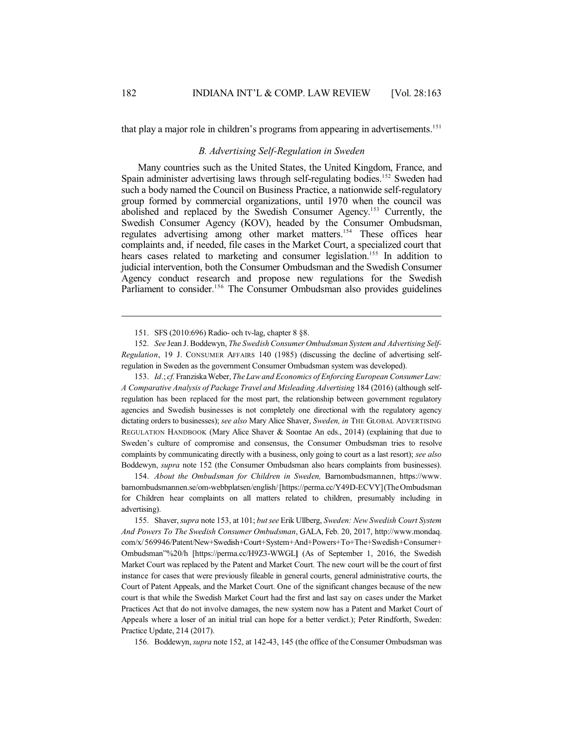that play a major role in children's programs from appearing in advertisements.[151]

### *B. Advertising Self-Regulation in Sweden*

Many countries such as the United States, the United Kingdom, France, and Spain administer advertising laws through self-regulating bodies.[152] Sweden had such a body named the Council on Business Practice, a nationwide self-regulatory group formed by commercial organizations, until 1970 when the council was abolished and replaced by the Swedish Consumer Agency.[153] Currently, the Swedish Consumer Agency (KOV), headed by the Consumer Ombudsman, regulates advertising among other market matters.[154] These offices hear complaints and, if needed, file cases in the Market Court, a specialized court that hears cases related to marketing and consumer legislation.[155] In addition to judicial intervention, both the Consumer Ombudsman and the Swedish Consumer Agency conduct research and propose new regulations for the Swedish Parliament to consider.[156] The Consumer Ombudsman also provides guidelines

---

151. SFS (2010:696) Radio- och tv-lag, chapter 8 §8.

152. *See* Jean J. Boddewyn, *The Swedish Consumer Ombudsman System and Advertising Self-Regulation*, 19 J. CONSUMER AFFAIRS 140 (1985) (discussing the decline of advertising self-regulation in Sweden as the government Consumer Ombudsman system was developed).

153. *Id.*; *cf.* Franziska Weber, *The Law and Economics of Enforcing European Consumer Law: A Comparative Analysis of Package Travel and Misleading Advertising* 184 (2016) (although self-regulation has been replaced for the most part, the relationship between government regulatory agencies and Swedish businesses is not completely one directional with the regulatory agency dictating orders to businesses); *see also* Mary Alice Shaver, *Sweden, in* THE GLOBAL ADVERTISING REGULATION HANDBOOK (Mary Alice Shaver & Soontae An eds., 2014) (explaining that due to Sweden's culture of compromise and consensus, the Consumer Ombudsman tries to resolve complaints by communicating directly with a business, only going to court as a last resort); *see also* Boddewyn, *supra* note 152 (the Consumer Ombudsman also hears complaints from businesses).

154. *About the Ombudsman for Children in Sweden,* Barnombudsmannen, https://www.barnombudsmannen.se/om-webbplatsen/english/ [https://perma.cc/Y49D-ECVY] (The Ombudsman for Children hear complaints on all matters related to children, presumably including in advertising).

155. Shaver, *supra* note 153, at 101; *but see* Erik Ullberg, *Sweden: New Swedish Court System And Powers To The Swedish Consumer Ombudsman*, GALA, Feb. 20, 2017, http://www.mondaq.com/x/ 569946/Patent/New+Swedish+Court+System+And+Powers+To+The+Swedish+Consumer+Ombudsman"%20/h [https://perma.cc/H9Z3-WWGL] (As of September 1, 2016, the Swedish Market Court was replaced by the Patent and Market Court. The new court will be the court of first instance for cases that were previously fileable in general courts, general administrative courts, the Court of Patent Appeals, and the Market Court. One of the significant changes because of the new court is that while the Swedish Market Court had the first and last say on cases under the Market Practices Act that do not involve damages, the new system now has a Patent and Market Court of Appeals where a loser of an initial trial can hope for a better verdict.); Peter Rindforth, Sweden: Practice Update, 214 (2017).

156. Boddewyn, *supra* note 152, at 142-43, 145 (the office of the Consumer Ombudsman was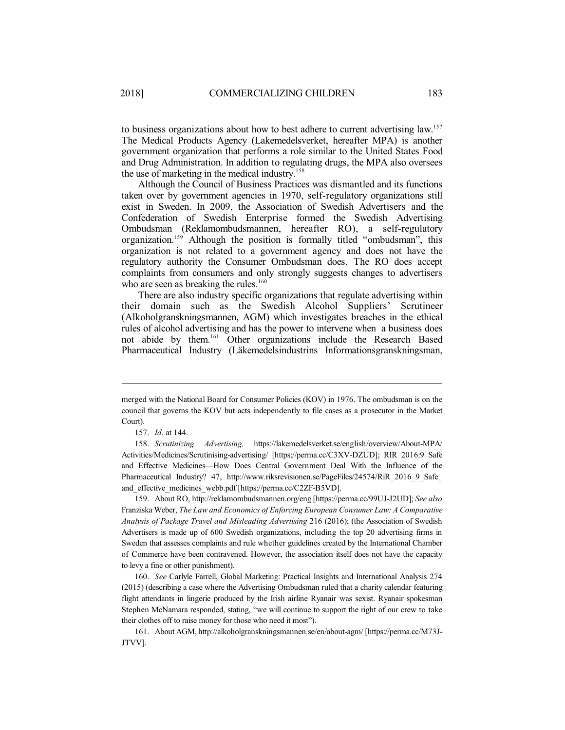to business organizations about how to best adhere to current advertising law.[157] The Medical Products Agency (Lakemedelsverket, hereafter MPA) is another government organization that performs a role similar to the United States Food and Drug Administration. In addition to regulating drugs, the MPA also oversees the use of marketing in the medical industry.[158]

Although the Council of Business Practices was dismantled and its functions taken over by government agencies in 1970, self-regulatory organizations still exist in Sweden. In 2009, the Association of Swedish Advertisers and the Confederation of Swedish Enterprise formed the Swedish Advertising Ombudsman (Reklamombudsmannen, hereafter RO), a self-regulatory organization.[159] Although the position is formally titled "ombudsman", this organization is not related to a government agency and does not have the regulatory authority the Consumer Ombudsman does. The RO does accept complaints from consumers and only strongly suggests changes to advertisers who are seen as breaking the rules.[160]

There are also industry specific organizations that regulate advertising within their domain such as the Swedish Alcohol Suppliers' Scrutineer (Alkoholgranskningsmannen, AGM) which investigates breaches in the ethical rules of alcohol advertising and has the power to intervene when a business does not abide by them.[161] Other organizations include the Research Based Pharmaceutical Industry (Läkemedelsindustrins Informationsgranskningsman,

---

merged with the National Board for Consumer Policies (KOV) in 1976. The ombudsman is on the council that governs the KOV but acts independently to file cases as a prosecutor in the Market Court).

157. *Id.* at 144.

158. *Scrutinizing Advertising,* https://lakemedelsverket.se/english/overview/About-MPA/Activities/Medicines/Scrutinising-advertising/ [https://perma.cc/C3XV-DZUD]; RIR 2016:9 Safe and Effective Medicines—How Does Central Government Deal With the Influence of the Pharmaceutical Industry? 47, http://www.riksrevisionen.se/PageFiles/24574/RiR_2016_9_Safe_and_effective_medicines_webb.pdf [https://perma.cc/C2ZF-B5VD].

159. About RO, http://reklamombudsmannen.org/eng [https://perma.cc/99UJ-J2UD]; *See also* Franziska Weber, *The Law and Economics of Enforcing European Consumer Law: A Comparative Analysis of Package Travel and Misleading Advertising* 216 (2016); (the Association of Swedish Advertisers is made up of 600 Swedish organizations, including the top 20 advertising firms in Sweden that assesses complaints and rule whether guidelines created by the International Chamber of Commerce have been contravened. However, the association itself does not have the capacity to levy a fine or other punishment).

160. *See* Carlyle Farrell, Global Marketing: Practical Insights and International Analysis 274 (2015) (describing a case where the Advertising Ombudsman ruled that a charity calendar featuring flight attendants in lingerie produced by the Irish airline Ryanair was sexist. Ryanair spokesman Stephen McNamara responded, stating, "we will continue to support the right of our crew to take their clothes off to raise money for those who need it most").

161. About AGM, http://alkoholgranskningsmannen.se/en/about-agm/ [https://perma.cc/M73J-JTVV].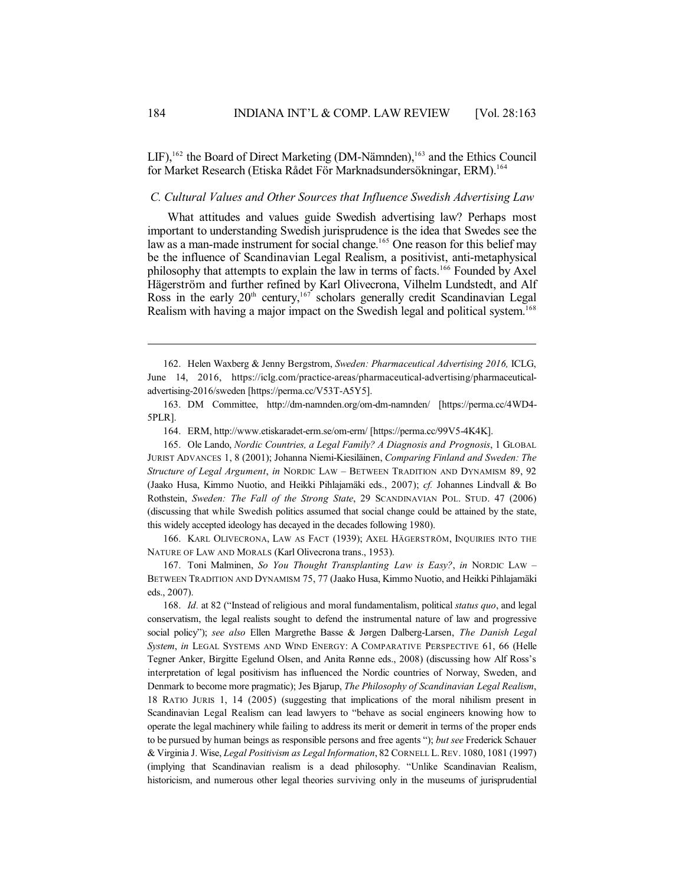LIF),[162] the Board of Direct Marketing (DM-Nämnden),[163] and the Ethics Council for Market Research (Etiska Rådet För Marknadsundersökningar, ERM).[164]

### *C. Cultural Values and Other Sources that Influence Swedish Advertising Law*

What attitudes and values guide Swedish advertising law? Perhaps most important to understanding Swedish jurisprudence is the idea that Swedes see the law as a man-made instrument for social change.[165] One reason for this belief may be the influence of Scandinavian Legal Realism, a positivist, anti-metaphysical philosophy that attempts to explain the law in terms of facts.[166] Founded by Axel Hägerström and further refined by Karl Olivecrona, Vilhelm Lundstedt, and Alf Ross in the early 20th century,[167] scholars generally credit Scandinavian Legal Realism with having a major impact on the Swedish legal and political system.[168]

---

162. Helen Waxberg & Jenny Bergstrom, *Sweden: Pharmaceutical Advertising 2016,* ICLG, June 14, 2016, https://iclg.com/practice-areas/pharmaceutical-advertising/pharmaceutical-advertising-2016/sweden [https://perma.cc/V53T-A5Y5].

163. DM Committee, http://dm-namnden.org/om-dm-namnden/ [https://perma.cc/4WD4-5PLR].

164. ERM, http://www.etiskaradet-erm.se/om-erm/ [https://perma.cc/99V5-4K4K].

165. Ole Lando, *Nordic Countries, a Legal Family? A Diagnosis and Prognosis*, 1 GLOBAL JURIST ADVANCES 1, 8 (2001); Johanna Niemi-Kiesiläinen, *Comparing Finland and Sweden: The Structure of Legal Argument*, *in* NORDIC LAW – BETWEEN TRADITION AND DYNAMISM 89, 92 (Jaako Husa, Kimmo Nuotio, and Heikki Pihlajamäki eds., 2007); *cf.* Johannes Lindvall & Bo Rothstein, *Sweden: The Fall of the Strong State*, 29 SCANDINAVIAN POL. STUD. 47 (2006) (discussing that while Swedish politics assumed that social change could be attained by the state, this widely accepted ideology has decayed in the decades following 1980).

166. KARL OLIVECRONA, LAW AS FACT (1939); AXEL HÄGERSTRÖM, INQUIRIES INTO THE NATURE OF LAW AND MORALS (Karl Olivecrona trans., 1953).

167. Toni Malminen, *So You Thought Transplanting Law is Easy?*, *in* NORDIC LAW – BETWEEN TRADITION AND DYNAMISM 75, 77 (Jaako Husa, Kimmo Nuotio, and Heikki Pihlajamäki eds., 2007).

168. *Id.* at 82 ("Instead of religious and moral fundamentalism, political *status quo*, and legal conservatism, the legal realists sought to defend the instrumental nature of law and progressive social policy"); *see also* Ellen Margrethe Basse & Jørgen Dalberg-Larsen, *The Danish Legal System*, *in* LEGAL SYSTEMS AND WIND ENERGY: A COMPARATIVE PERSPECTIVE 61, 66 (Helle Tegner Anker, Birgitte Egelund Olsen, and Anita Rønne eds., 2008) (discussing how Alf Ross's interpretation of legal positivism has influenced the Nordic countries of Norway, Sweden, and Denmark to become more pragmatic); Jes Bjarup, *The Philosophy of Scandinavian Legal Realism*, 18 RATIO JURIS 1, 14 (2005) (suggesting that implications of the moral nihilism present in Scandinavian Legal Realism can lead lawyers to "behave as social engineers knowing how to operate the legal machinery while failing to address its merit or demerit in terms of the proper ends to be pursued by human beings as responsible persons and free agents "); *but see* Frederick Schauer & Virginia J. Wise, *Legal Positivism as Legal Information*, 82 CORNELL L. REV. 1080, 1081 (1997) (implying that Scandinavian realism is a dead philosophy. "Unlike Scandinavian Realism, historicism, and numerous other legal theories surviving only in the museums of jurisprudential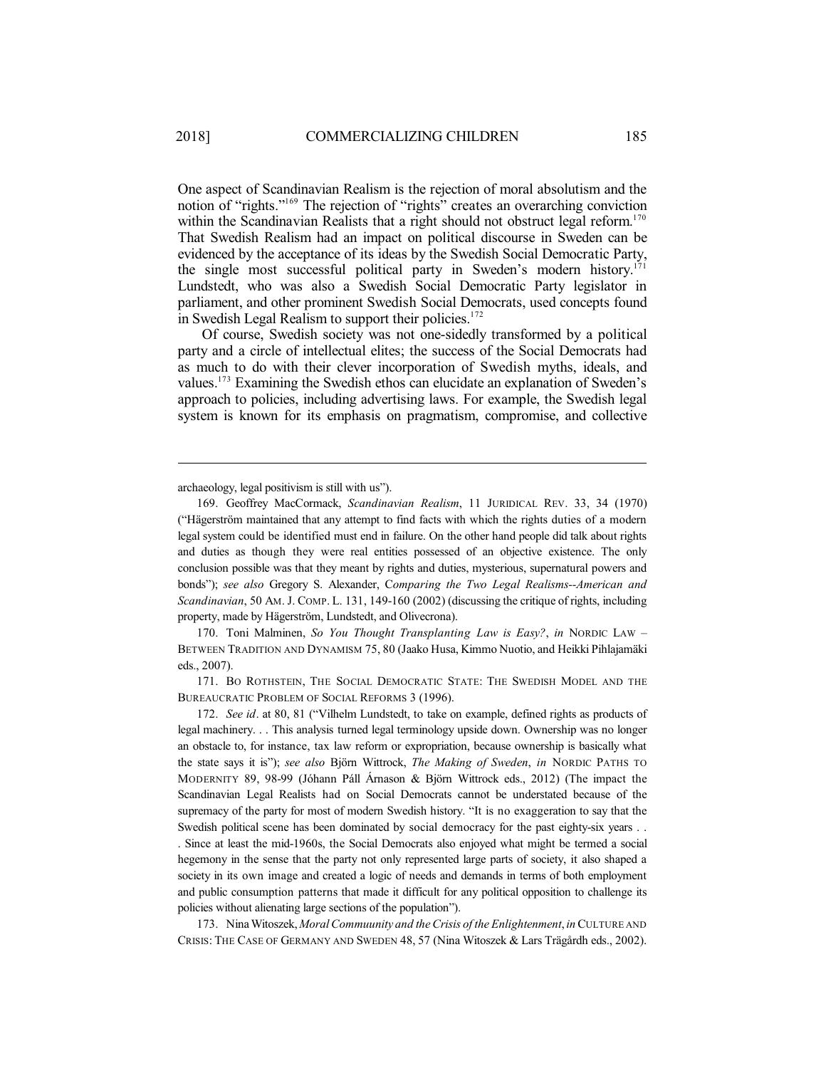One aspect of Scandinavian Realism is the rejection of moral absolutism and the notion of "rights."[169] The rejection of "rights" creates an overarching conviction within the Scandinavian Realists that a right should not obstruct legal reform.[170] That Swedish Realism had an impact on political discourse in Sweden can be evidenced by the acceptance of its ideas by the Swedish Social Democratic Party, the single most successful political party in Sweden's modern history.[171] Lundstedt, who was also a Swedish Social Democratic Party legislator in parliament, and other prominent Swedish Social Democrats, used concepts found in Swedish Legal Realism to support their policies.[172]

Of course, Swedish society was not one-sidedly transformed by a political party and a circle of intellectual elites; the success of the Social Democrats had as much to do with their clever incorporation of Swedish myths, ideals, and values.[173] Examining the Swedish ethos can elucidate an explanation of Sweden's approach to policies, including advertising laws. For example, the Swedish legal system is known for its emphasis on pragmatism, compromise, and collective

---

archaeology, legal positivism is still with us").

169. Geoffrey MacCormack, *Scandinavian Realism*, 11 JURIDICAL REV. 33, 34 (1970) ("Hägerström maintained that any attempt to find facts with which the rights duties of a modern legal system could be identified must end in failure. On the other hand people did talk about rights and duties as though they were real entities possessed of an objective existence. The only conclusion possible was that they meant by rights and duties, mysterious, supernatural powers and bonds"); *see also* Gregory S. Alexander, *Comparing the Two Legal Realisms--American and Scandinavian*, 50 AM. J. COMP. L. 131, 149-160 (2002) (discussing the critique of rights, including property, made by Hägerström, Lundstedt, and Olivecrona).

170. Toni Malminen, *So You Thought Transplanting Law is Easy?*, *in* NORDIC LAW – BETWEEN TRADITION AND DYNAMISM 75, 80 (Jaako Husa, Kimmo Nuotio, and Heikki Pihlajamäki eds., 2007).

171. BO ROTHSTEIN, THE SOCIAL DEMOCRATIC STATE: THE SWEDISH MODEL AND THE BUREAUCRATIC PROBLEM OF SOCIAL REFORMS 3 (1996).

172. *See id*. at 80, 81 ("Vilhelm Lundstedt, to take on example, defined rights as products of legal machinery. . . This analysis turned legal terminology upside down. Ownership was no longer an obstacle to, for instance, tax law reform or expropriation, because ownership is basically what the state says it is"); *see also* Björn Wittrock, *The Making of Sweden*, *in* NORDIC PATHS TO MODERNITY 89, 98-99 (Jóhann Páll Árnason & Björn Wittrock eds., 2012) (The impact the Scandinavian Legal Realists had on Social Democrats cannot be understated because of the supremacy of the party for most of modern Swedish history. "It is no exaggeration to say that the Swedish political scene has been dominated by social democracy for the past eighty-six years . . . Since at least the mid-1960s, the Social Democrats also enjoyed what might be termed a social hegemony in the sense that the party not only represented large parts of society, it also shaped a society in its own image and created a logic of needs and demands in terms of both employment and public consumption patterns that made it difficult for any political opposition to challenge its policies without alienating large sections of the population").

173. Nina Witoszek, *Moral Commuunity and the Crisis of the Enlightenment*, *in* CULTURE AND CRISIS: THE CASE OF GERMANY AND SWEDEN 48, 57 (Nina Witoszek & Lars Trägårdh eds., 2002).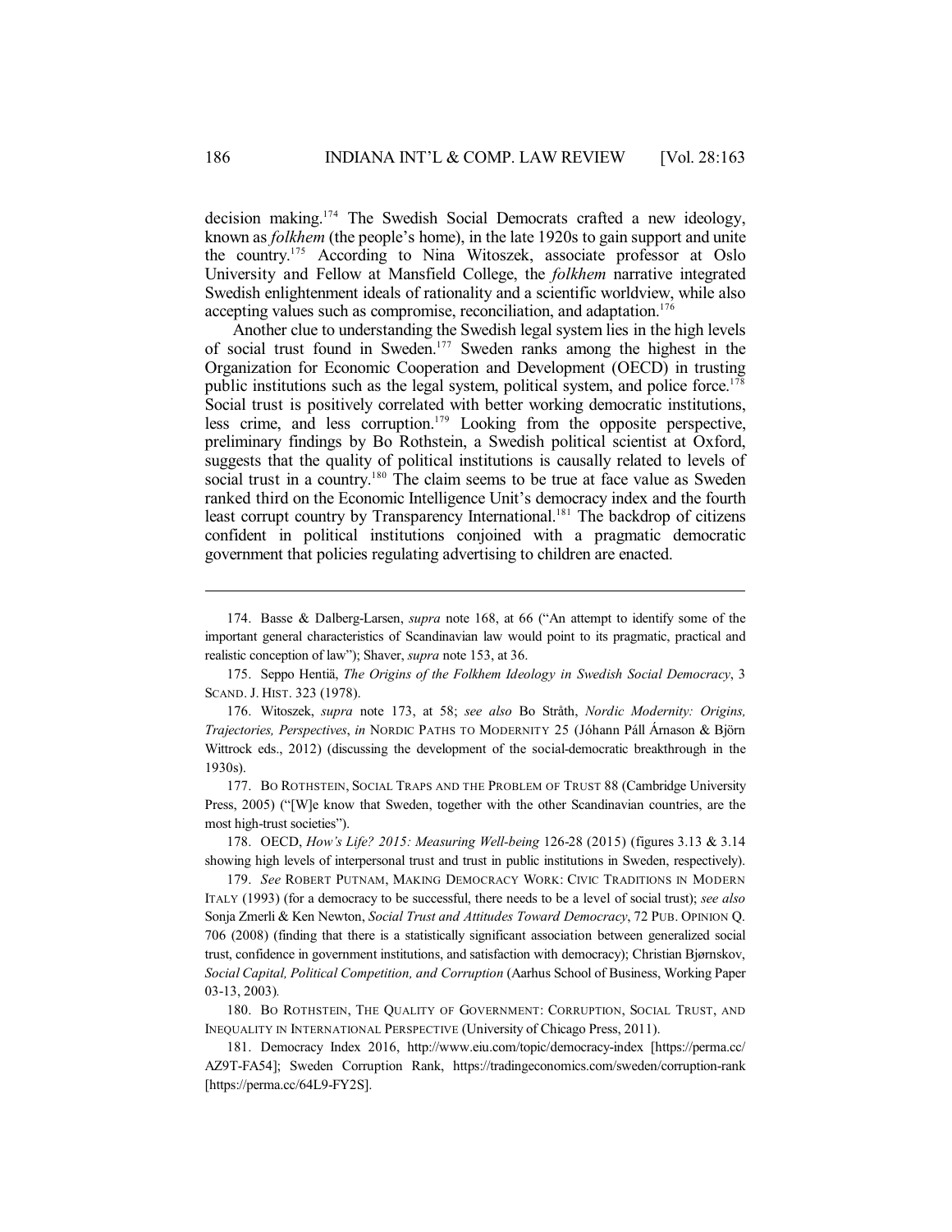decision making.[174] The Swedish Social Democrats crafted a new ideology, known as *folkhem* (the people's home), in the late 1920s to gain support and unite the country.[175] According to Nina Witoszek, associate professor at Oslo University and Fellow at Mansfield College, the *folkhem* narrative integrated Swedish enlightenment ideals of rationality and a scientific worldview, while also accepting values such as compromise, reconciliation, and adaptation.[176]

Another clue to understanding the Swedish legal system lies in the high levels of social trust found in Sweden.[177] Sweden ranks among the highest in the Organization for Economic Cooperation and Development (OECD) in trusting public institutions such as the legal system, political system, and police force.[178] Social trust is positively correlated with better working democratic institutions, less crime, and less corruption.[179] Looking from the opposite perspective, preliminary findings by Bo Rothstein, a Swedish political scientist at Oxford, suggests that the quality of political institutions is causally related to levels of social trust in a country.[180] The claim seems to be true at face value as Sweden ranked third on the Economic Intelligence Unit's democracy index and the fourth least corrupt country by Transparency International.[181] The backdrop of citizens confident in political institutions conjoined with a pragmatic democratic government that policies regulating advertising to children are enacted.

---

174. Basse & Dalberg-Larsen, *supra* note 168, at 66 ("An attempt to identify some of the important general characteristics of Scandinavian law would point to its pragmatic, practical and realistic conception of law"); Shaver, *supra* note 153, at 36.

175. Seppo Hentiä, *The Origins of the Folkhem Ideology in Swedish Social Democracy*, 3 SCAND. J. HIST. 323 (1978).

176. Witoszek, *supra* note 173, at 58; *see also* Bo Stråth, *Nordic Modernity: Origins, Trajectories, Perspectives*, *in* NORDIC PATHS TO MODERNITY 25 (Jóhann Páll Árnason & Björn Wittrock eds., 2012) (discussing the development of the social-democratic breakthrough in the 1930s).

177. BO ROTHSTEIN, SOCIAL TRAPS AND THE PROBLEM OF TRUST 88 (Cambridge University Press, 2005) ("[W]e know that Sweden, together with the other Scandinavian countries, are the most high-trust societies").

178. OECD, *How's Life? 2015: Measuring Well-being* 126-28 (2015) (figures 3.13 & 3.14 showing high levels of interpersonal trust and trust in public institutions in Sweden, respectively).

179. *See* ROBERT PUTNAM, MAKING DEMOCRACY WORK: CIVIC TRADITIONS IN MODERN ITALY (1993) (for a democracy to be successful, there needs to be a level of social trust); *see also* Sonja Zmerli & Ken Newton, *Social Trust and Attitudes Toward Democracy*, 72 PUB. OPINION Q. 706 (2008) (finding that there is a statistically significant association between generalized social trust, confidence in government institutions, and satisfaction with democracy); Christian Bjørnskov, *Social Capital, Political Competition, and Corruption* (Aarhus School of Business, Working Paper 03-13, 2003).

180. BO ROTHSTEIN, THE QUALITY OF GOVERNMENT: CORRUPTION, SOCIAL TRUST, AND INEQUALITY IN INTERNATIONAL PERSPECTIVE (University of Chicago Press, 2011).

181. Democracy Index 2016, http://www.eiu.com/topic/democracy-index [https://perma.cc/AZ9T-FA54]; Sweden Corruption Rank, https://tradingeconomics.com/sweden/corruption-rank [https://perma.cc/64L9-FY2S].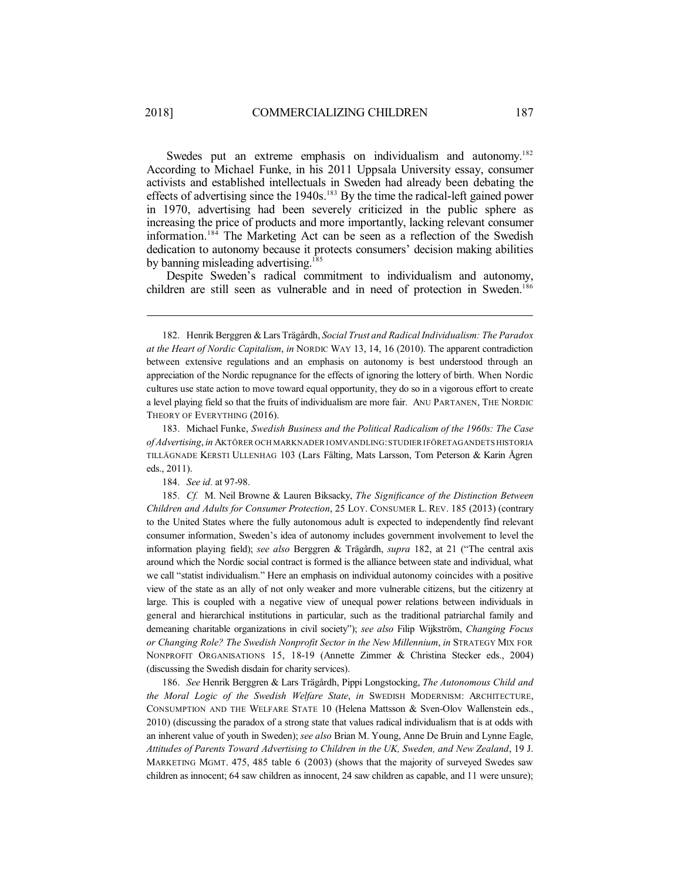Swedes put an extreme emphasis on individualism and autonomy.[182] According to Michael Funke, in his 2011 Uppsala University essay, consumer activists and established intellectuals in Sweden had already been debating the effects of advertising since the 1940s.[183] By the time the radical-left gained power in 1970, advertising had been severely criticized in the public sphere as increasing the price of products and more importantly, lacking relevant consumer information.[184] The Marketing Act can be seen as a reflection of the Swedish dedication to autonomy because it protects consumers' decision making abilities by banning misleading advertising.[185]

Despite Sweden's radical commitment to individualism and autonomy, children are still seen as vulnerable and in need of protection in Sweden.[186]

---

182. Henrik Berggren & Lars Trägårdh, *Social Trust and Radical Individualism: The Paradox at the Heart of Nordic Capitalism*, *in* NORDIC WAY 13, 14, 16 (2010). The apparent contradiction between extensive regulations and an emphasis on autonomy is best understood through an appreciation of the Nordic repugnance for the effects of ignoring the lottery of birth. When Nordic cultures use state action to move toward equal opportunity, they do so in a vigorous effort to create a level playing field so that the fruits of individualism are more fair. ANU PARTANEN, THE NORDIC THEORY OF EVERYTHING (2016).

183. Michael Funke, *Swedish Business and the Political Radicalism of the 1960s: The Case of Advertising*, *in* AKTÖRER OCH MARKNADER I OMVANDLING: STUDIER I FÖRETAGANDETS HISTORIA TILLÄGNADE KERSTI ULLENHAG 103 (Lars Fälting, Mats Larsson, Tom Peterson & Karin Ågren eds., 2011).

184. *See id.* at 97-98.

185. *Cf.* M. Neil Browne & Lauren Biksacky, *The Significance of the Distinction Between Children and Adults for Consumer Protection*, 25 LOY. CONSUMER L. REV. 185 (2013) (contrary to the United States where the fully autonomous adult is expected to independently find relevant consumer information, Sweden's idea of autonomy includes government involvement to level the information playing field); *see also* Berggren & Trägårdh, *supra* 182, at 21 ("The central axis around which the Nordic social contract is formed is the alliance between state and individual, what we call "statist individualism." Here an emphasis on individual autonomy coincides with a positive view of the state as an ally of not only weaker and more vulnerable citizens, but the citizenry at large. This is coupled with a negative view of unequal power relations between individuals in general and hierarchical institutions in particular, such as the traditional patriarchal family and demeaning charitable organizations in civil society"); *see also* Filip Wijkström, *Changing Focus or Changing Role? The Swedish Nonprofit Sector in the New Millennium*, *in* STRATEGY MIX FOR NONPROFIT ORGANISATIONS 15, 18-19 (Annette Zimmer & Christina Stecker eds., 2004) (discussing the Swedish disdain for charity services).

186. *See* Henrik Berggren & Lars Trägårdh, Pippi Longstocking, *The Autonomous Child and the Moral Logic of the Swedish Welfare State*, *in* SWEDISH MODERNISM: ARCHITECTURE, CONSUMPTION AND THE WELFARE STATE 10 (Helena Mattsson & Sven-Olov Wallenstein eds., 2010) (discussing the paradox of a strong state that values radical individualism that is at odds with an inherent value of youth in Sweden); *see also* Brian M. Young, Anne De Bruin and Lynne Eagle, *Attitudes of Parents Toward Advertising to Children in the UK, Sweden, and New Zealand*, 19 J. MARKETING MGMT. 475, 485 table 6 (2003) (shows that the majority of surveyed Swedes saw children as innocent; 64 saw children as innocent, 24 saw children as capable, and 11 were unsure);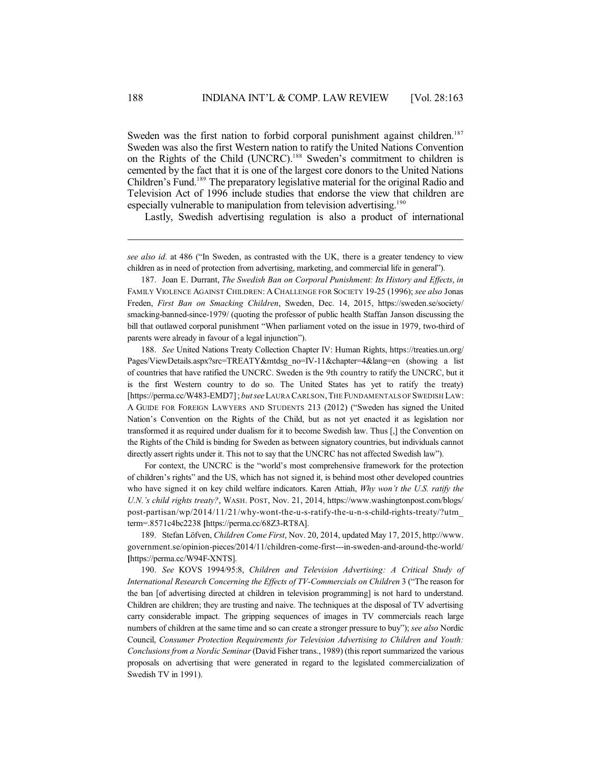Sweden was the first nation to forbid corporal punishment against children.[187] Sweden was also the first Western nation to ratify the United Nations Convention on the Rights of the Child (UNCRC).[188] Sweden's commitment to children is cemented by the fact that it is one of the largest core donors to the United Nations Children's Fund.[189] The preparatory legislative material for the original Radio and Television Act of 1996 include studies that endorse the view that children are especially vulnerable to manipulation from television advertising.[190]

Lastly, Swedish advertising regulation is also a product of international

---

*see also id.* at 486 ("In Sweden, as contrasted with the UK, there is a greater tendency to view children as in need of protection from advertising, marketing, and commercial life in general").

187. Joan E. Durrant, *The Swedish Ban on Corporal Punishment: Its History and Effects*, *in* FAMILY VIOLENCE AGAINST CHILDREN: A CHALLENGE FOR SOCIETY 19-25 (1996); *see also* Jonas Freden, *First Ban on Smacking Children*, Sweden, Dec. 14, 2015, https://sweden.se/society/smacking-banned-since-1979/ (quoting the professor of public health Staffan Janson discussing the bill that outlawed corporal punishment "When parliament voted on the issue in 1979, two-third of parents were already in favour of a legal injunction").

188. *See* United Nations Treaty Collection Chapter IV: Human Rights, https://treaties.un.org/Pages/ViewDetails.aspx?src=TREATY&mtdsg_no=IV-11&chapter=4&lang=en (showing a list of countries that have ratified the UNCRC. Sweden is the 9th country to ratify the UNCRC, but it is the first Western country to do so. The United States has yet to ratify the treaty) [https://perma.cc/W483-EMD7]; *but see* LAURA CARLSON, THE FUNDAMENTALS OF SWEDISH LAW: A GUIDE FOR FOREIGN LAWYERS AND STUDENTS 213 (2012) ("Sweden has signed the United Nation's Convention on the Rights of the Child, but as not yet enacted it as legislation nor transformed it as required under dualism for it to become Swedish law. Thus [,] the Convention on the Rights of the Child is binding for Sweden as between signatory countries, but individuals cannot directly assert rights under it. This not to say that the UNCRC has not affected Swedish law").

For context, the UNCRC is the "world's most comprehensive framework for the protection of children's rights" and the US, which has not signed it, is behind most other developed countries who have signed it on key child welfare indicators. Karen Attiah, *Why won't the U.S. ratify the U.N.'s child rights treaty?*, WASH. POST, Nov. 21, 2014, https://www.washingtonpost.com/blogs/post-partisan/wp/2014/11/21/why-wont-the-u-s-ratify-the-u-n-s-child-rights-treaty/?utm_term=.8571c4bc2238 [https://perma.cc/68Z3-RT8A].

189. Stefan Löfven, *Children Come First*, Nov. 20, 2014, updated May 17, 2015, http://www.government.se/opinion-pieces/2014/11/children-come-first---in-sweden-and-around-the-world/ [https://perma.cc/W94F-XNTS].

190. *See* KOVS 1994/95:8, *Children and Television Advertising: A Critical Study of International Research Concerning the Effects of TV-Commercials on Children* 3 ("The reason for the ban [of advertising directed at children in television programming] is not hard to understand. Children are children; they are trusting and naive. The techniques at the disposal of TV advertising carry considerable impact. The gripping sequences of images in TV commercials reach large numbers of children at the same time and so can create a stronger pressure to buy"); *see also* Nordic Council, *Consumer Protection Requirements for Television Advertising to Children and Youth: Conclusions from a Nordic Seminar* (David Fisher trans., 1989) (this report summarized the various proposals on advertising that were generated in regard to the legislated commercialization of Swedish TV in 1991).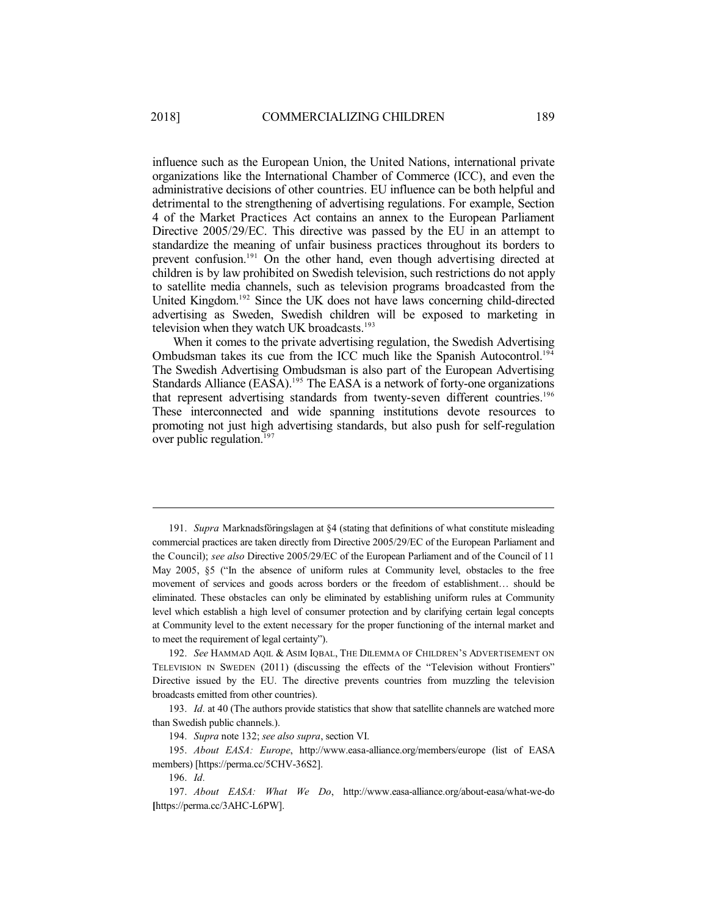influence such as the European Union, the United Nations, international private organizations like the International Chamber of Commerce (ICC), and even the administrative decisions of other countries. EU influence can be both helpful and detrimental to the strengthening of advertising regulations. For example, Section 4 of the Market Practices Act contains an annex to the European Parliament Directive 2005/29/EC. This directive was passed by the EU in an attempt to standardize the meaning of unfair business practices throughout its borders to prevent confusion.[191] On the other hand, even though advertising directed at children is by law prohibited on Swedish television, such restrictions do not apply to satellite media channels, such as television programs broadcasted from the United Kingdom.[192] Since the UK does not have laws concerning child-directed advertising as Sweden, Swedish children will be exposed to marketing in television when they watch UK broadcasts.[193]

When it comes to the private advertising regulation, the Swedish Advertising Ombudsman takes its cue from the ICC much like the Spanish Autocontrol.[194] The Swedish Advertising Ombudsman is also part of the European Advertising Standards Alliance (EASA).[195] The EASA is a network of forty-one organizations that represent advertising standards from twenty-seven different countries.[196] These interconnected and wide spanning institutions devote resources to promoting not just high advertising standards, but also push for self-regulation over public regulation.[197]

---

191. *Supra* Marknadsföringslagen at §4 (stating that definitions of what constitute misleading commercial practices are taken directly from Directive 2005/29/EC of the European Parliament and the Council); *see also* Directive 2005/29/EC of the European Parliament and of the Council of 11 May 2005, §5 ("In the absence of uniform rules at Community level, obstacles to the free movement of services and goods across borders or the freedom of establishment… should be eliminated. These obstacles can only be eliminated by establishing uniform rules at Community level which establish a high level of consumer protection and by clarifying certain legal concepts at Community level to the extent necessary for the proper functioning of the internal market and to meet the requirement of legal certainty").

192. *See* HAMMAD AQIL & ASIM IQBAL, THE DILEMMA OF CHILDREN'S ADVERTISEMENT ON TELEVISION IN SWEDEN (2011) (discussing the effects of the "Television without Frontiers" Directive issued by the EU. The directive prevents countries from muzzling the television broadcasts emitted from other countries).

193. *Id.* at 40 (The authors provide statistics that show that satellite channels are watched more than Swedish public channels.).

194. *Supra* note 132; *see also supra*, section VI.

195. *About EASA: Europe*, http://www.easa-alliance.org/members/europe (list of EASA members) [https://perma.cc/5CHV-36S2].

196. *Id.*

197. *About EASA: What We Do*, http://www.easa-alliance.org/about-easa/what-we-do [https://perma.cc/3AHC-L6PW].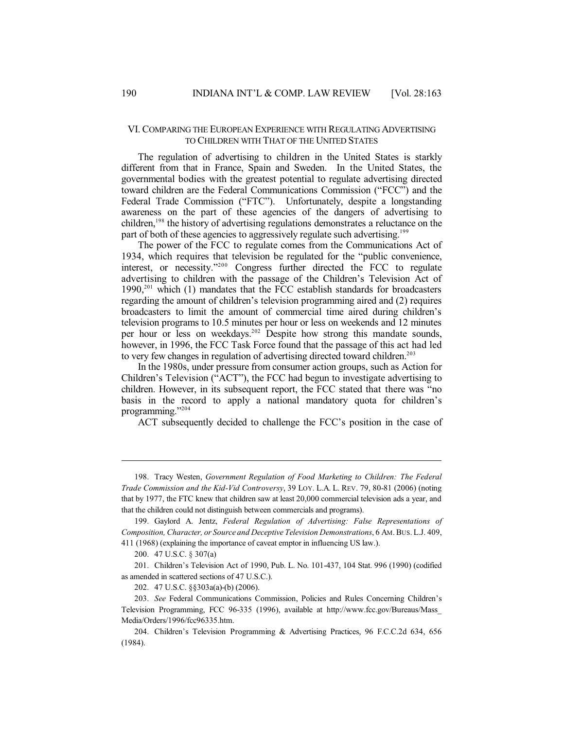## VI. COMPARING THE EUROPEAN EXPERIENCE WITH REGULATING ADVERTISING TO CHILDREN WITH THAT OF THE UNITED STATES

The regulation of advertising to children in the United States is starkly different from that in France, Spain and Sweden. In the United States, the governmental bodies with the greatest potential to regulate advertising directed toward children are the Federal Communications Commission ("FCC") and the Federal Trade Commission ("FTC"). Unfortunately, despite a longstanding awareness on the part of these agencies of the dangers of advertising to children,[198] the history of advertising regulations demonstrates a reluctance on the part of both of these agencies to aggressively regulate such advertising.[199]

The power of the FCC to regulate comes from the Communications Act of 1934, which requires that television be regulated for the "public convenience, interest, or necessity."[200] Congress further directed the FCC to regulate advertising to children with the passage of the Children's Television Act of 1990,[201] which (1) mandates that the FCC establish standards for broadcasters regarding the amount of children's television programming aired and (2) requires broadcasters to limit the amount of commercial time aired during children's television programs to 10.5 minutes per hour or less on weekends and 12 minutes per hour or less on weekdays.[202] Despite how strong this mandate sounds, however, in 1996, the FCC Task Force found that the passage of this act had led to very few changes in regulation of advertising directed toward children.[203]

In the 1980s, under pressure from consumer action groups, such as Action for Children's Television ("ACT"), the FCC had begun to investigate advertising to children. However, in its subsequent report, the FCC stated that there was "no basis in the record to apply a national mandatory quota for children's programming."[204]

ACT subsequently decided to challenge the FCC's position in the case of

---

198. Tracy Westen, *Government Regulation of Food Marketing to Children: The Federal Trade Commission and the Kid-Vid Controversy*, 39 LOY. L.A. L. REV. 79, 80-81 (2006) (noting that by 1977, the FTC knew that children saw at least 20,000 commercial television ads a year, and that the children could not distinguish between commercials and programs).

199. Gaylord A. Jentz, *Federal Regulation of Advertising: False Representations of Composition, Character, or Source and Deceptive Television Demonstrations*, 6 AM. BUS. L.J. 409, 411 (1968) (explaining the importance of caveat emptor in influencing US law.).

200. 47 U.S.C. § 307(a)

201. Children's Television Act of 1990, Pub. L. No. 101-437, 104 Stat. 996 (1990) (codified as amended in scattered sections of 47 U.S.C.).

202. 47 U.S.C. §§303a(a)-(b) (2006).

203. *See* Federal Communications Commission, Policies and Rules Concerning Children's Television Programming, FCC 96-335 (1996), available at http://www.fcc.gov/Bureaus/Mass_Media/Orders/1996/fcc96335.htm.

204. Children's Television Programming & Advertising Practices, 96 F.C.C.2d 634, 656 (1984).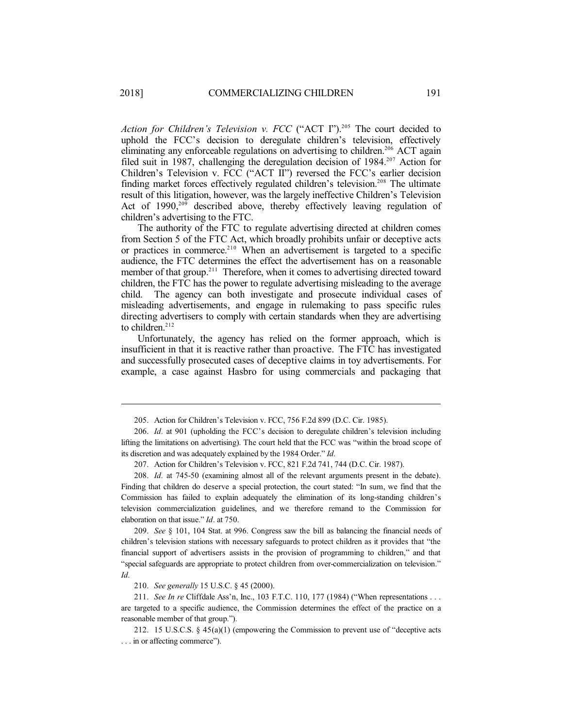*Action for Children's Television v. FCC* ("ACT I").[205] The court decided to uphold the FCC's decision to deregulate children's television, effectively eliminating any enforceable regulations on advertising to children.[206] ACT again filed suit in 1987, challenging the deregulation decision of 1984.[207] Action for Children's Television v. FCC ("ACT II") reversed the FCC's earlier decision finding market forces effectively regulated children's television.[208] The ultimate result of this litigation, however, was the largely ineffective Children's Television Act of 1990,[209] described above, thereby effectively leaving regulation of children's advertising to the FTC.

The authority of the FTC to regulate advertising directed at children comes from Section 5 of the FTC Act, which broadly prohibits unfair or deceptive acts or practices in commerce.[210] When an advertisement is targeted to a specific audience, the FTC determines the effect the advertisement has on a reasonable member of that group.[211] Therefore, when it comes to advertising directed toward children, the FTC has the power to regulate advertising misleading to the average child. The agency can both investigate and prosecute individual cases of misleading advertisements, and engage in rulemaking to pass specific rules directing advertisers to comply with certain standards when they are advertising to children.[212]

Unfortunately, the agency has relied on the former approach, which is insufficient in that it is reactive rather than proactive. The FTC has investigated and successfully prosecuted cases of deceptive claims in toy advertisements. For example, a case against Hasbro for using commercials and packaging that

---

205. Action for Children's Television v. FCC, 756 F.2d 899 (D.C. Cir. 1985).

206. *Id.* at 901 (upholding the FCC's decision to deregulate children's television including lifting the limitations on advertising). The court held that the FCC was "within the broad scope of its discretion and was adequately explained by the 1984 Order." *Id.*

207. Action for Children's Television v. FCC, 821 F.2d 741, 744 (D.C. Cir. 1987).

208. *Id.* at 745-50 (examining almost all of the relevant arguments present in the debate). Finding that children do deserve a special protection, the court stated: "In sum, we find that the Commission has failed to explain adequately the elimination of its long-standing children's television commercialization guidelines, and we therefore remand to the Commission for elaboration on that issue." *Id*. at 750.

209. *See* § 101, 104 Stat. at 996. Congress saw the bill as balancing the financial needs of children's television stations with necessary safeguards to protect children as it provides that "the financial support of advertisers assists in the provision of programming to children," and that "special safeguards are appropriate to protect children from over-commercialization on television." *Id.*

210. *See generally* 15 U.S.C. § 45 (2000).

211. *See In re* Cliffdale Ass'n, Inc., 103 F.T.C. 110, 177 (1984) ("When representations . . . are targeted to a specific audience, the Commission determines the effect of the practice on a reasonable member of that group.").

212. 15 U.S.C.S. § 45(a)(1) (empowering the Commission to prevent use of "deceptive acts . . . in or affecting commerce").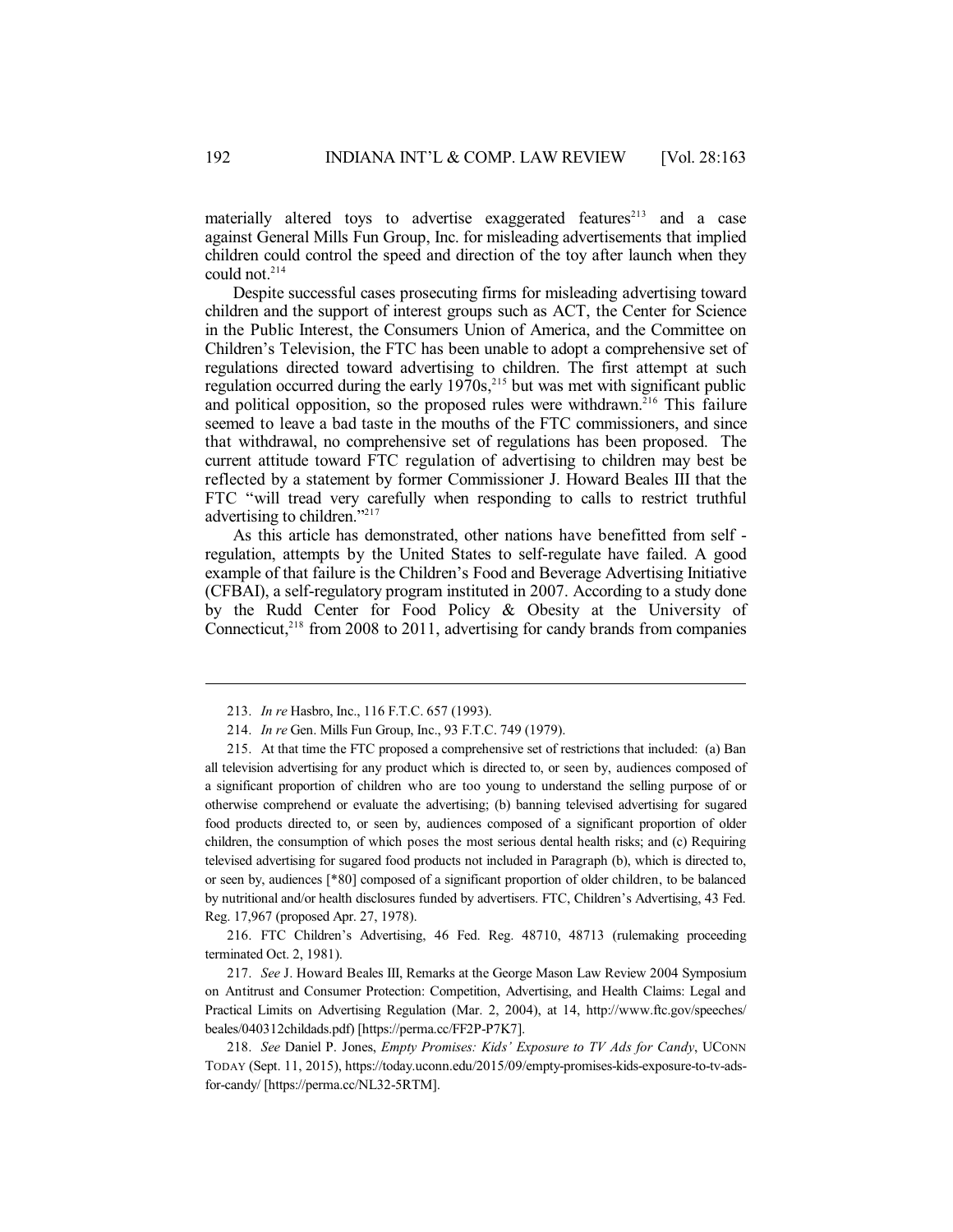materially altered toys to advertise exaggerated features[213] and a case against General Mills Fun Group, Inc. for misleading advertisements that implied children could control the speed and direction of the toy after launch when they could not.[214]

Despite successful cases prosecuting firms for misleading advertising toward children and the support of interest groups such as ACT, the Center for Science in the Public Interest, the Consumers Union of America, and the Committee on Children's Television, the FTC has been unable to adopt a comprehensive set of regulations directed toward advertising to children. The first attempt at such regulation occurred during the early 1970s,[215] but was met with significant public and political opposition, so the proposed rules were withdrawn.[216] This failure seemed to leave a bad taste in the mouths of the FTC commissioners, and since that withdrawal, no comprehensive set of regulations has been proposed. The current attitude toward FTC regulation of advertising to children may best be reflected by a statement by former Commissioner J. Howard Beales III that the FTC "will tread very carefully when responding to calls to restrict truthful advertising to children."[217]

As this article has demonstrated, other nations have benefitted from self - regulation, attempts by the United States to self-regulate have failed. A good example of that failure is the Children's Food and Beverage Advertising Initiative (CFBAI), a self-regulatory program instituted in 2007. According to a study done by the Rudd Center for Food Policy & Obesity at the University of Connecticut,[218] from 2008 to 2011, advertising for candy brands from companies

---

213. *In re* Hasbro, Inc., 116 F.T.C. 657 (1993).

214. *In re* Gen. Mills Fun Group, Inc., 93 F.T.C. 749 (1979).

215. At that time the FTC proposed a comprehensive set of restrictions that included: (a) Ban all television advertising for any product which is directed to, or seen by, audiences composed of a significant proportion of children who are too young to understand the selling purpose of or otherwise comprehend or evaluate the advertising; (b) banning televised advertising for sugared food products directed to, or seen by, audiences composed of a significant proportion of older children, the consumption of which poses the most serious dental health risks; and (c) Requiring televised advertising for sugared food products not included in Paragraph (b), which is directed to, or seen by, audiences [*80] composed of a significant proportion of older children, to be balanced by nutritional and/or health disclosures funded by advertisers. FTC, Children's Advertising, 43 Fed. Reg. 17,967 (proposed Apr. 27, 1978).

216. FTC Children's Advertising, 46 Fed. Reg. 48710, 48713 (rulemaking proceeding terminated Oct. 2, 1981).

217. *See* J. Howard Beales III, Remarks at the George Mason Law Review 2004 Symposium on Antitrust and Consumer Protection: Competition, Advertising, and Health Claims: Legal and Practical Limits on Advertising Regulation (Mar. 2, 2004), at 14, http://www.ftc.gov/speeches/beales/040312childads.pdf) [https://perma.cc/FF2P-P7K7].

218. *See* Daniel P. Jones, *Empty Promises: Kids' Exposure to TV Ads for Candy*, UCONN TODAY (Sept. 11, 2015), https://today.uconn.edu/2015/09/empty-promises-kids-exposure-to-tv-ads-for-candy/ [https://perma.cc/NL32-5RTM].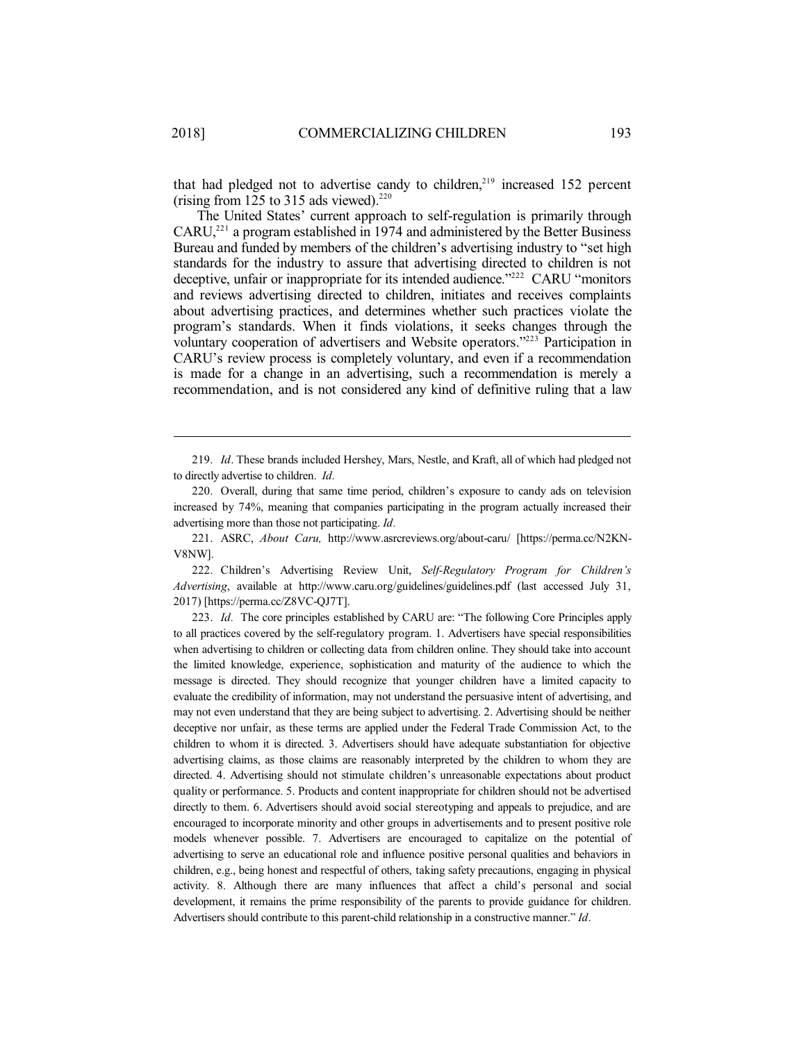that had pledged not to advertise candy to children,[219] increased 152 percent (rising from 125 to 315 ads viewed).[220]

The United States' current approach to self-regulation is primarily through CARU,[221] a program established in 1974 and administered by the Better Business Bureau and funded by members of the children's advertising industry to "set high standards for the industry to assure that advertising directed to children is not deceptive, unfair or inappropriate for its intended audience."[222] CARU "monitors and reviews advertising directed to children, initiates and receives complaints about advertising practices, and determines whether such practices violate the program's standards. When it finds violations, it seeks changes through the voluntary cooperation of advertisers and Website operators."[223] Participation in CARU's review process is completely voluntary, and even if a recommendation is made for a change in an advertising, such a recommendation is merely a recommendation, and is not considered any kind of definitive ruling that a law

---

219. *Id*. These brands included Hershey, Mars, Nestle, and Kraft, all of which had pledged not to directly advertise to children. *Id.*

220. Overall, during that same time period, children's exposure to candy ads on television increased by 74%, meaning that companies participating in the program actually increased their advertising more than those not participating. *Id*.

221. ASRC, *About Caru,* http://www.asrcreviews.org/about-caru/ [https://perma.cc/N2KN-V8NW].

222. Children's Advertising Review Unit, *Self-Regulatory Program for Children's Advertising*, available at http://www.caru.org/guidelines/guidelines.pdf (last accessed July 31, 2017) [https://perma.cc/Z8VC-QJ7T].

223. *Id.* The core principles established by CARU are: "The following Core Principles apply to all practices covered by the self-regulatory program. 1. Advertisers have special responsibilities when advertising to children or collecting data from children online. They should take into account the limited knowledge, experience, sophistication and maturity of the audience to which the message is directed. They should recognize that younger children have a limited capacity to evaluate the credibility of information, may not understand the persuasive intent of advertising, and may not even understand that they are being subject to advertising. 2. Advertising should be neither deceptive nor unfair, as these terms are applied under the Federal Trade Commission Act, to the children to whom it is directed. 3. Advertisers should have adequate substantiation for objective advertising claims, as those claims are reasonably interpreted by the children to whom they are directed. 4. Advertising should not stimulate children's unreasonable expectations about product quality or performance. 5. Products and content inappropriate for children should not be advertised directly to them. 6. Advertisers should avoid social stereotyping and appeals to prejudice, and are encouraged to incorporate minority and other groups in advertisements and to present positive role models whenever possible. 7. Advertisers are encouraged to capitalize on the potential of advertising to serve an educational role and influence positive personal qualities and behaviors in children, e.g., being honest and respectful of others, taking safety precautions, engaging in physical activity. 8. Although there are many influences that affect a child's personal and social development, it remains the prime responsibility of the parents to provide guidance for children. Advertisers should contribute to this parent-child relationship in a constructive manner." *Id*.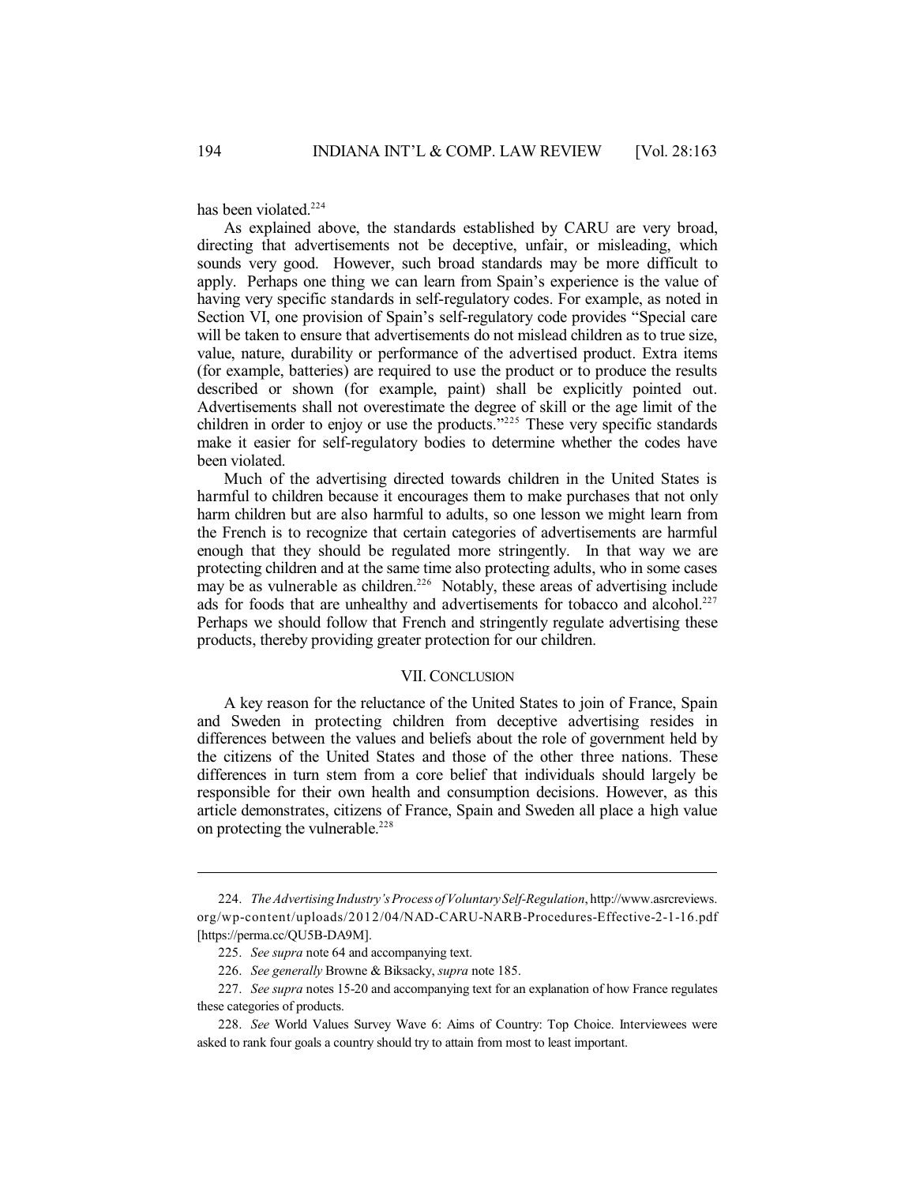has been violated.[224]

As explained above, the standards established by CARU are very broad, directing that advertisements not be deceptive, unfair, or misleading, which sounds very good. However, such broad standards may be more difficult to apply. Perhaps one thing we can learn from Spain's experience is the value of having very specific standards in self-regulatory codes. For example, as noted in Section VI, one provision of Spain's self-regulatory code provides "Special care will be taken to ensure that advertisements do not mislead children as to true size, value, nature, durability or performance of the advertised product. Extra items (for example, batteries) are required to use the product or to produce the results described or shown (for example, paint) shall be explicitly pointed out. Advertisements shall not overestimate the degree of skill or the age limit of the children in order to enjoy or use the products."[225] These very specific standards make it easier for self-regulatory bodies to determine whether the codes have been violated.

Much of the advertising directed towards children in the United States is harmful to children because it encourages them to make purchases that not only harm children but are also harmful to adults, so one lesson we might learn from the French is to recognize that certain categories of advertisements are harmful enough that they should be regulated more stringently. In that way we are protecting children and at the same time also protecting adults, who in some cases may be as vulnerable as children.[226] Notably, these areas of advertising include ads for foods that are unhealthy and advertisements for tobacco and alcohol.[227] Perhaps we should follow that French and stringently regulate advertising these products, thereby providing greater protection for our children.

## VII. Conclusion

A key reason for the reluctance of the United States to join of France, Spain and Sweden in protecting children from deceptive advertising resides in differences between the values and beliefs about the role of government held by the citizens of the United States and those of the other three nations. These differences in turn stem from a core belief that individuals should largely be responsible for their own health and consumption decisions. However, as this article demonstrates, citizens of France, Spain and Sweden all place a high value on protecting the vulnerable.[228]

---

224. *The Advertising Industry's Process of Voluntary Self-Regulation*, http://www.asrcreviews.org/wp-content/uploads/2012/04/NAD-CARU-NARB-Procedures-Effective-2-1-16.pdf [https://perma.cc/QU5B-DA9M].

225. *See supra* note 64 and accompanying text.

226. *See generally* Browne & Biksacky, *supra* note 185.

227. *See supra* notes 15-20 and accompanying text for an explanation of how France regulates these categories of products.

228. *See* World Values Survey Wave 6: Aims of Country: Top Choice. Interviewees were asked to rank four goals a country should try to attain from most to least important.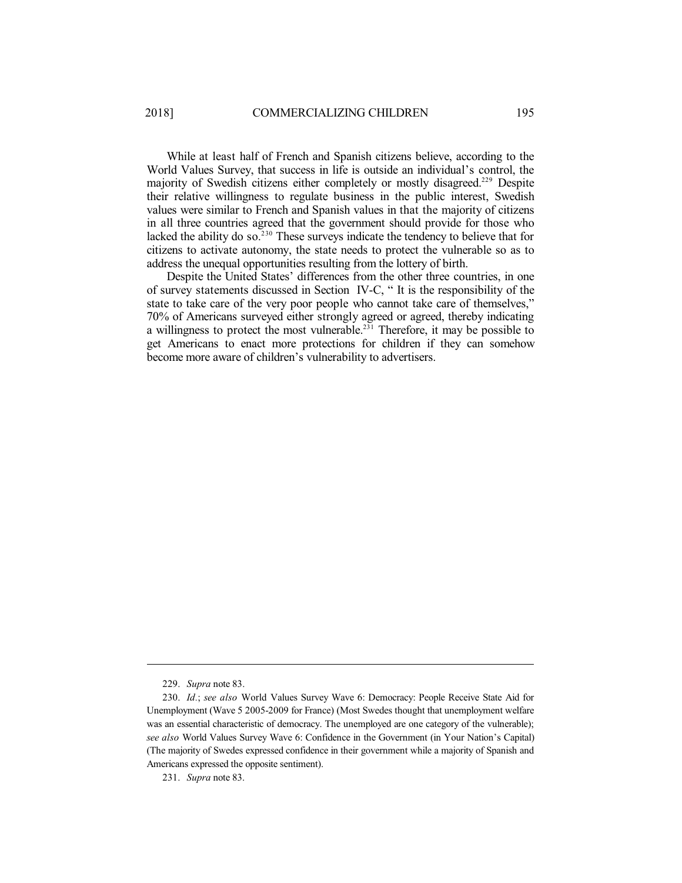While at least half of French and Spanish citizens believe, according to the World Values Survey, that success in life is outside an individual's control, the majority of Swedish citizens either completely or mostly disagreed.[229] Despite their relative willingness to regulate business in the public interest, Swedish values were similar to French and Spanish values in that the majority of citizens in all three countries agreed that the government should provide for those who lacked the ability do so.[230] These surveys indicate the tendency to believe that for citizens to activate autonomy, the state needs to protect the vulnerable so as to address the unequal opportunities resulting from the lottery of birth.

Despite the United States' differences from the other three countries, in one of survey statements discussed in Section IV-C, " It is the responsibility of the state to take care of the very poor people who cannot take care of themselves," 70% of Americans surveyed either strongly agreed or agreed, thereby indicating a willingness to protect the most vulnerable.[231] Therefore, it may be possible to get Americans to enact more protections for children if they can somehow become more aware of children's vulnerability to advertisers.

---

229. *Supra* note 83.

230. *Id.*; *see also* World Values Survey Wave 6: Democracy: People Receive State Aid for Unemployment (Wave 5 2005-2009 for France) (Most Swedes thought that unemployment welfare was an essential characteristic of democracy. The unemployed are one category of the vulnerable); *see also* World Values Survey Wave 6: Confidence in the Government (in Your Nation's Capital) (The majority of Swedes expressed confidence in their government while a majority of Spanish and Americans expressed the opposite sentiment).

231. *Supra* note 83.